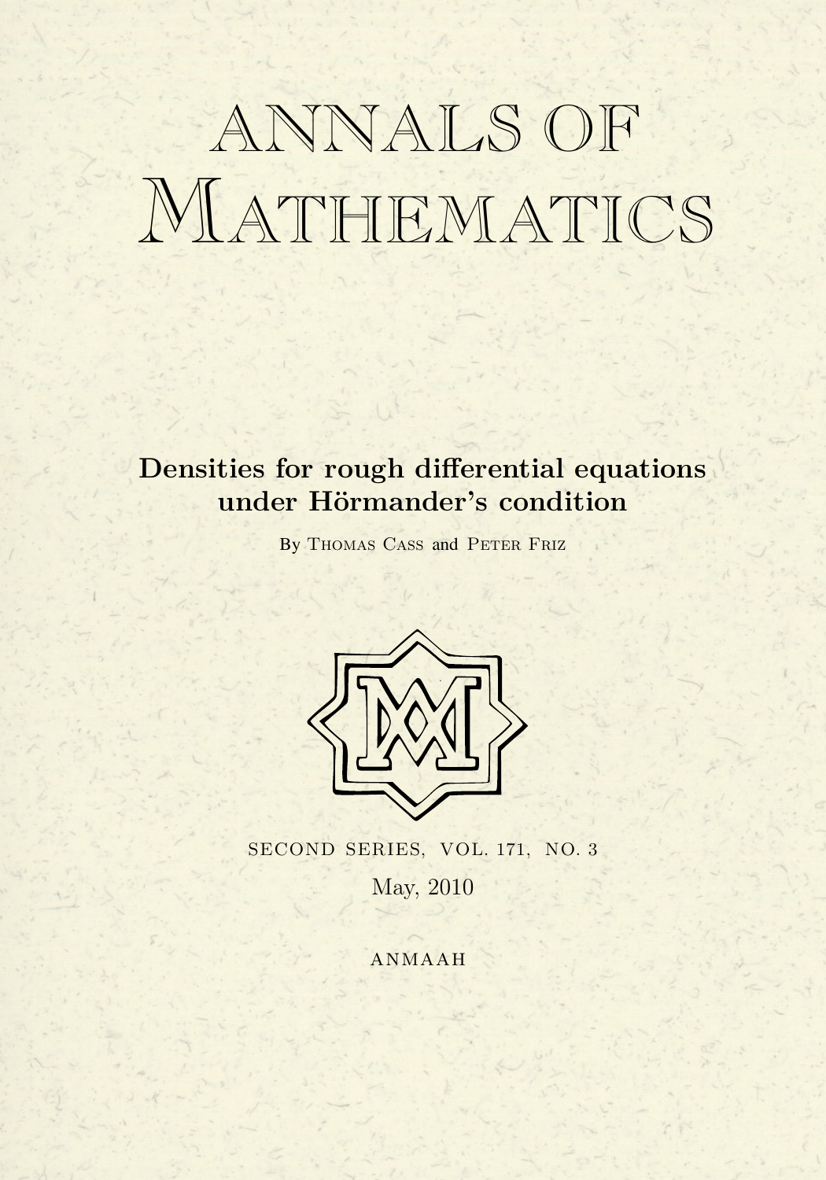# ANNALS OF MATHEMATICS

## Densities for rough differential equations under Hörmander's condition

By Thomas Cass and Peter Friz

SECOND SERIES, VOL. 171, NO. 3

May, 2010

ANMAAH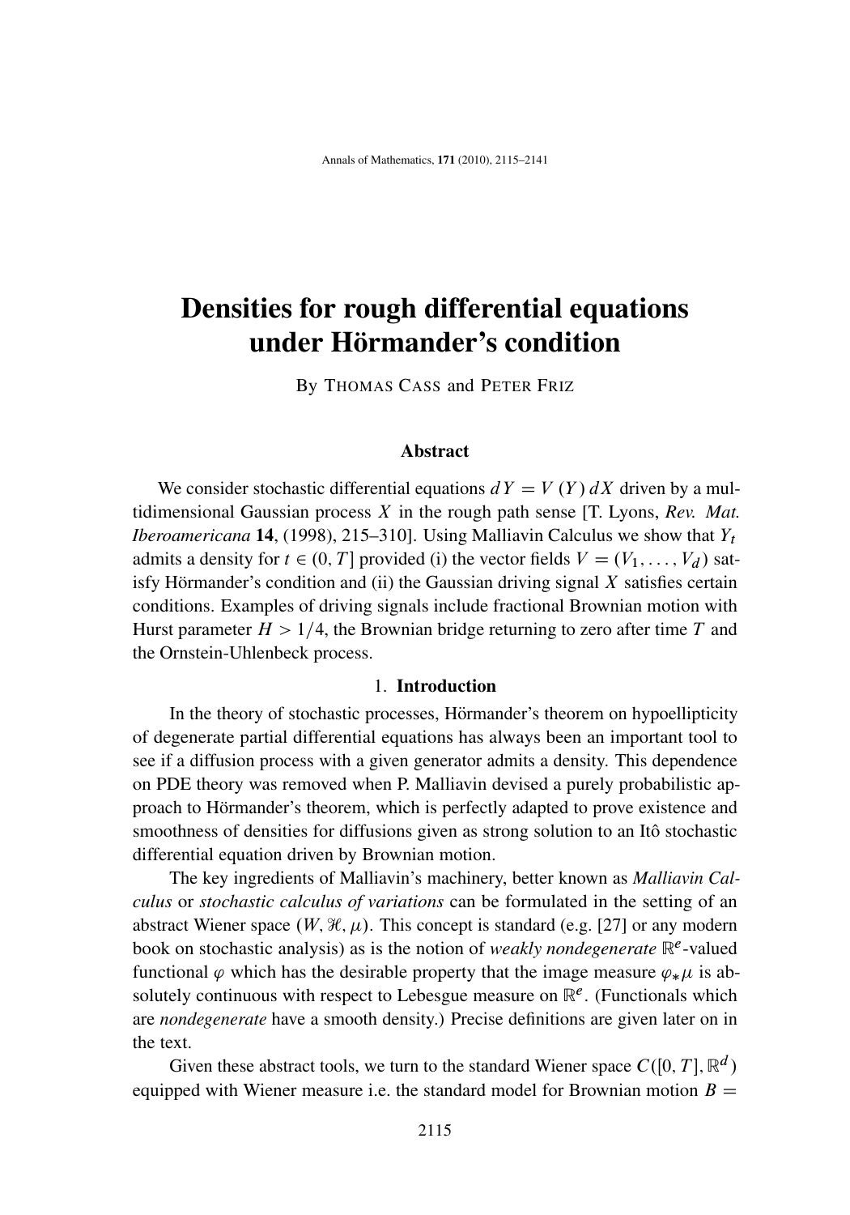# Densities for rough differential equations under Hörmander's condition

By Thomas Cass and Peter Friz

## Abstract

We consider stochastic differential equations $dY = V(Y)\,dX$ driven by a multidimensional Gaussian process $X$ in the rough path sense [T. Lyons, *Rev. Mat. Iberoamericana* **14**, (1998), 215–310]. Using Malliavin Calculus we show that $Y_t$ admits a density for $t \in (0, T]$ provided (i) the vector fields $V = (V_1, \ldots, V_d)$ satisfy Hörmander's condition and (ii) the Gaussian driving signal $X$ satisfies certain conditions. Examples of driving signals include fractional Brownian motion with Hurst parameter $H > 1/4$, the Brownian bridge returning to zero after time $T$ and the Ornstein-Uhlenbeck process.

## 1. Introduction

In the theory of stochastic processes, Hörmander's theorem on hypoellipticity of degenerate partial differential equations has always been an important tool to see if a diffusion process with a given generator admits a density. This dependence on PDE theory was removed when P. Malliavin devised a purely probabilistic approach to Hörmander's theorem, which is perfectly adapted to prove existence and smoothness of densities for diffusions given as strong solution to an Itô stochastic differential equation driven by Brownian motion.

The key ingredients of Malliavin's machinery, better known as *Malliavin Calculus* or *stochastic calculus of variations* can be formulated in the setting of an abstract Wiener space $(W, \mathcal{H}, \mu)$. This concept is standard (e.g. [27] or any modern book on stochastic analysis) as is the notion of *weakly nondegenerate* $\mathbb{R}^e$-valued functional $\varphi$ which has the desirable property that the image measure $\varphi_* \mu$ is absolutely continuous with respect to Lebesgue measure on $\mathbb{R}^e$. (Functionals which are *nondegenerate* have a smooth density.) Precise definitions are given later on in the text.

Given these abstract tools, we turn to the standard Wiener space $C([0, T], \mathbb{R}^d)$ equipped with Wiener measure i.e. the standard model for Brownian motion $B =$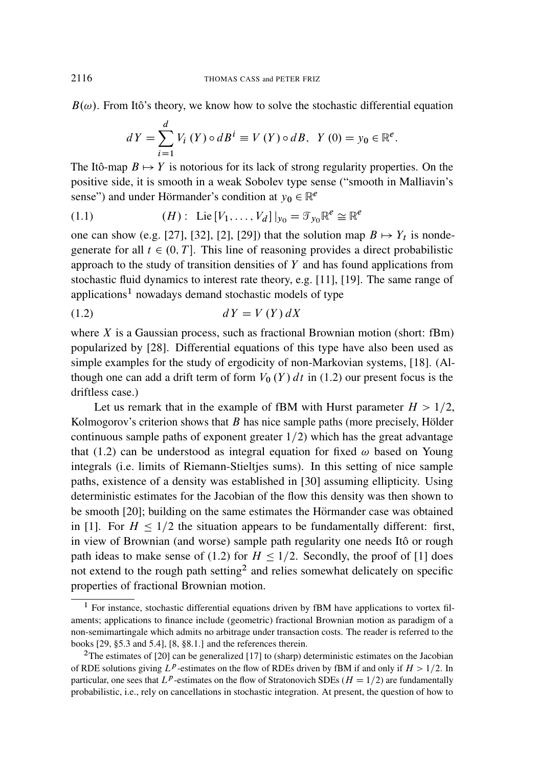$B(\omega)$. From Itô's theory, we know how to solve the stochastic differential equation

$$dY = \sum_{i=1}^{d} V_i(Y) \circ dB^i \equiv V(Y) \circ dB, \quad Y(0) = y_0 \in \mathbb{R}^e.$$

The Itô-map $B \mapsto Y$ is notorious for its lack of strong regularity properties. On the positive side, it is smooth in a weak Sobolev type sense ("smooth in Malliavin's sense") and under Hörmander's condition at $y_0 \in \mathbb{R}^e$

$$(H): \text{ Lie}\,[V_1, \ldots, V_d]\,|_{y_0} = \mathcal{T}_{y_0}\mathbb{R}^e \cong \mathbb{R}^e \tag{1.1}$$

one can show (e.g. [27], [32], [2], [29]) that the solution map $B \mapsto Y_t$ is nondegenerate for all $t \in (0, T]$. This line of reasoning provides a direct probabilistic approach to the study of transition densities of $Y$ and has found applications from stochastic fluid dynamics to interest rate theory, e.g. [11], [19]. The same range of applications[1] nowadays demand stochastic models of type

$$dY = V(Y)\,dX \tag{1.2}$$

where $X$ is a Gaussian process, such as fractional Brownian motion (short: fBm) popularized by [28]. Differential equations of this type have also been used as simple examples for the study of ergodicity of non-Markovian systems, [18]. (Although one can add a drift term of form $V_0(Y)\,dt$ in (1.2) our present focus is the driftless case.)

Let us remark that in the example of fBM with Hurst parameter $H > 1/2$, Kolmogorov's criterion shows that $B$ has nice sample paths (more precisely, Hölder continuous sample paths of exponent greater $1/2$) which has the great advantage that (1.2) can be understood as integral equation for fixed $\omega$ based on Young integrals (i.e. limits of Riemann-Stieltjes sums). In this setting of nice sample paths, existence of a density was established in [30] assuming ellipticity. Using deterministic estimates for the Jacobian of the flow this density was then shown to be smooth [20]; building on the same estimates the Hörmander case was obtained in [1]. For $H \leq 1/2$ the situation appears to be fundamentally different: first, in view of Brownian (and worse) sample path regularity one needs Itô or rough path ideas to make sense of (1.2) for $H \leq 1/2$. Secondly, the proof of [1] does not extend to the rough path setting[2] and relies somewhat delicately on specific properties of fractional Brownian motion.

---

[1] For instance, stochastic differential equations driven by fBM have applications to vortex filaments; applications to finance include (geometric) fractional Brownian motion as paradigm of a non-semimartingale which admits no arbitrage under transaction costs. The reader is referred to the books [29, §5.3 and 5.4], [8, §8.1.] and the references therein.

[2] The estimates of [20] can be generalized [17] to (sharp) deterministic estimates on the Jacobian of RDE solutions giving $L^p$-estimates on the flow of RDEs driven by fBM if and only if $H > 1/2$. In particular, one sees that $L^p$-estimates on the flow of Stratonovich SDEs ($H = 1/2$) are fundamentally probabilistic, i.e., rely on cancellations in stochastic integration. At present, the question of how to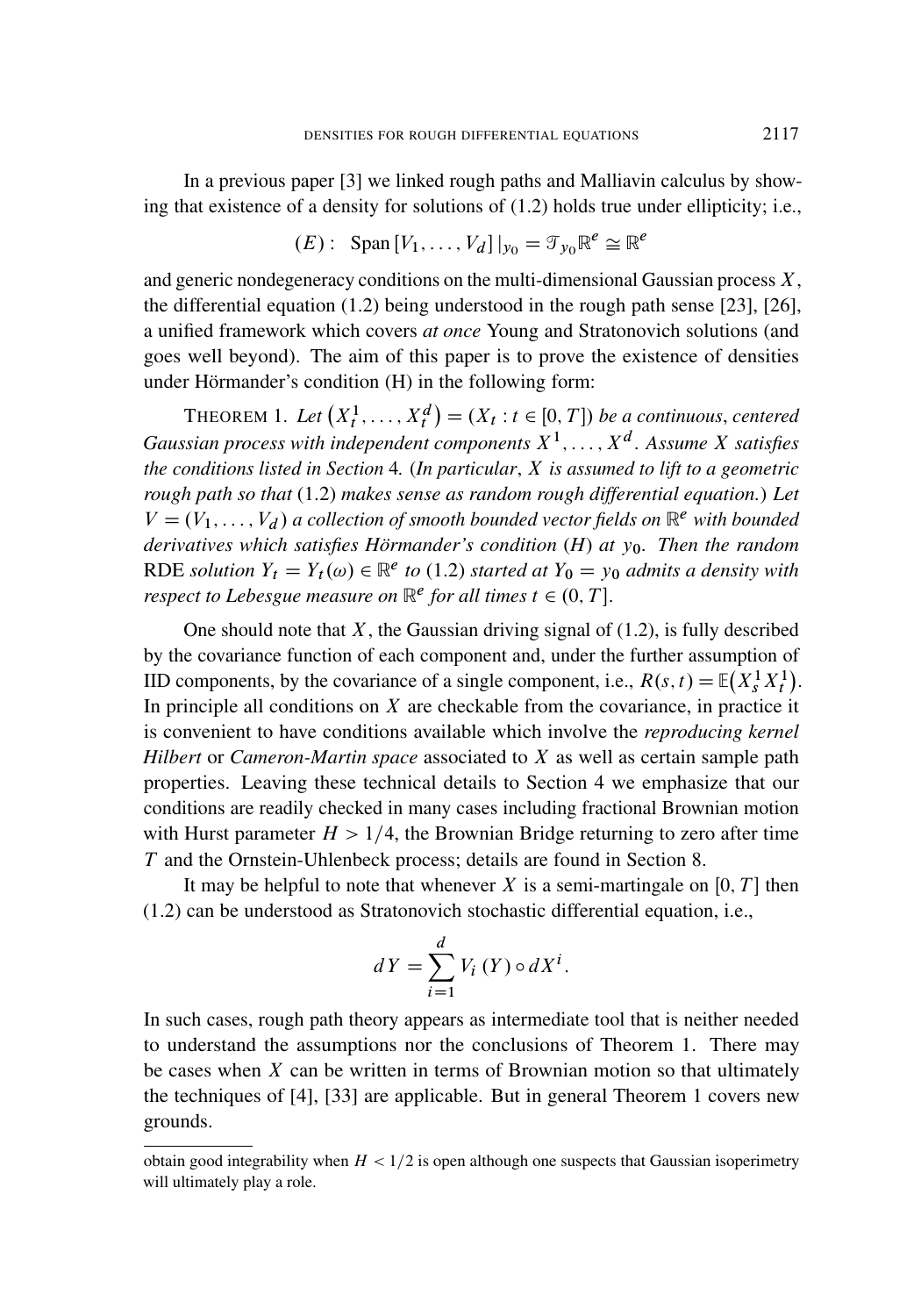In a previous paper [3] we linked rough paths and Malliavin calculus by showing that existence of a density for solutions of (1.2) holds true under ellipticity; i.e.,

$$(E): \quad \operatorname{Span}[V_1, \ldots, V_d]|_{y_0} = \mathcal{T}_{y_0}\mathbb{R}^e \cong \mathbb{R}^e$$

and generic nondegeneracy conditions on the multi-dimensional Gaussian process $X$, the differential equation (1.2) being understood in the rough path sense [23], [26], a unified framework which covers *at once* Young and Stratonovich solutions (and goes well beyond). The aim of this paper is to prove the existence of densities under Hörmander's condition (H) in the following form:

THEOREM 1. *Let* $(X_t^1, \ldots, X_t^d) = (X_t : t \in [0, T])$ *be a continuous, centered Gaussian process with independent components* $X^1, \ldots, X^d$. *Assume* $X$ *satisfies the conditions listed in Section* 4. (*In particular*, $X$ *is assumed to lift to a geometric rough path so that* (1.2) *makes sense as random rough differential equation.*) *Let* $V = (V_1, \ldots, V_d)$ *a collection of smooth bounded vector fields on* $\mathbb{R}^e$ *with bounded derivatives which satisfies Hörmander's condition* (*H*) *at* $y_0$. *Then the random* RDE *solution* $Y_t = Y_t(\omega) \in \mathbb{R}^e$ *to* (1.2) *started at* $Y_0 = y_0$ *admits a density with respect to Lebesgue measure on* $\mathbb{R}^e$ *for all times* $t \in (0, T]$.

One should note that $X$, the Gaussian driving signal of (1.2), is fully described by the covariance function of each component and, under the further assumption of IID components, by the covariance of a single component, i.e., $R(s, t) = \mathbb{E}(X_s^1 X_t^1)$. In principle all conditions on $X$ are checkable from the covariance, in practice it is convenient to have conditions available which involve the *reproducing kernel Hilbert* or *Cameron-Martin space* associated to $X$ as well as certain sample path properties. Leaving these technical details to Section 4 we emphasize that our conditions are readily checked in many cases including fractional Brownian motion with Hurst parameter $H > 1/4$, the Brownian Bridge returning to zero after time $T$ and the Ornstein-Uhlenbeck process; details are found in Section 8.

It may be helpful to note that whenever $X$ is a semi-martingale on $[0, T]$ then (1.2) can be understood as Stratonovich stochastic differential equation, i.e.,

$$dY = \sum_{i=1}^{d} V_i(Y) \circ dX^i.$$

In such cases, rough path theory appears as intermediate tool that is neither needed to understand the assumptions nor the conclusions of Theorem 1. There may be cases when $X$ can be written in terms of Brownian motion so that ultimately the techniques of [4], [33] are applicable. But in general Theorem 1 covers new grounds.

obtain good integrability when $H < 1/2$ is open although one suspects that Gaussian isoperimetry will ultimately play a role.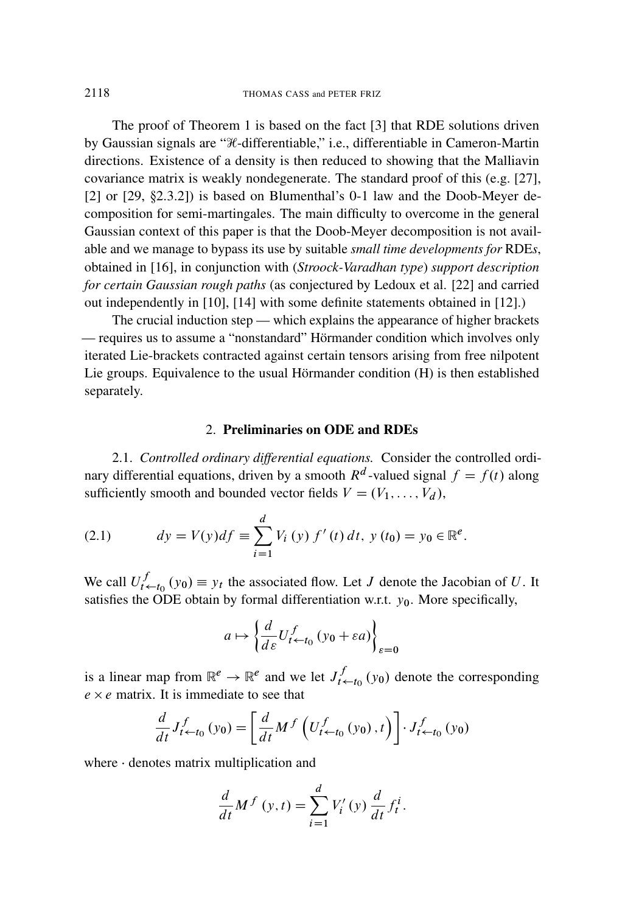The proof of Theorem 1 is based on the fact [3] that RDE solutions driven by Gaussian signals are "$\mathcal{H}$-differentiable," i.e., differentiable in Cameron-Martin directions. Existence of a density is then reduced to showing that the Malliavin covariance matrix is weakly nondegenerate. The standard proof of this (e.g. [27], [2] or [29, §2.3.2]) is based on Blumenthal's 0-1 law and the Doob-Meyer decomposition for semi-martingales. The main difficulty to overcome in the general Gaussian context of this paper is that the Doob-Meyer decomposition is not available and we manage to bypass its use by suitable *small time developments for* RDE*s*, obtained in [16], in conjunction with (*Stroock-Varadhan type*) *support description for certain Gaussian rough paths* (as conjectured by Ledoux et al. [22] and carried out independently in [10], [14] with some definite statements obtained in [12].)

The crucial induction step — which explains the appearance of higher brackets — requires us to assume a "nonstandard" Hörmander condition which involves only iterated Lie-brackets contracted against certain tensors arising from free nilpotent Lie groups. Equivalence to the usual Hörmander condition (H) is then established separately.

## 2. Preliminaries on ODE and RDEs

2.1. *Controlled ordinary differential equations.* Consider the controlled ordinary differential equations, driven by a smooth $R^d$-valued signal $f = f(t)$ along sufficiently smooth and bounded vector fields $V = (V_1, \ldots, V_d)$,

$$dy = V(y)df \equiv \sum_{i=1}^{d} V_i(y) f'(t)\, dt,\; y(t_0) = y_0 \in \mathbb{R}^e. \tag{2.1}$$

We call $U^f_{t \leftarrow t_0}(y_0) \equiv y_t$ the associated flow. Let $J$ denote the Jacobian of $U$. It satisfies the ODE obtain by formal differentiation w.r.t. $y_0$. More specifically,

$$a \mapsto \left\{ \frac{d}{d\varepsilon} U^f_{t \leftarrow t_0}(y_0 + \varepsilon a) \right\}_{\varepsilon = 0}$$

is a linear map from $\mathbb{R}^e \to \mathbb{R}^e$ and we let $J^f_{t \leftarrow t_0}(y_0)$ denote the corresponding $e \times e$ matrix. It is immediate to see that

$$\frac{d}{dt} J^f_{t \leftarrow t_0}(y_0) = \left[ \frac{d}{dt} M^f \left( U^f_{t \leftarrow t_0}(y_0), t \right) \right] \cdot J^f_{t \leftarrow t_0}(y_0)$$

where $\cdot$ denotes matrix multiplication and

$$\frac{d}{dt} M^f(y, t) = \sum_{i=1}^{d} V_i'(y) \frac{d}{dt} f^i_t.$$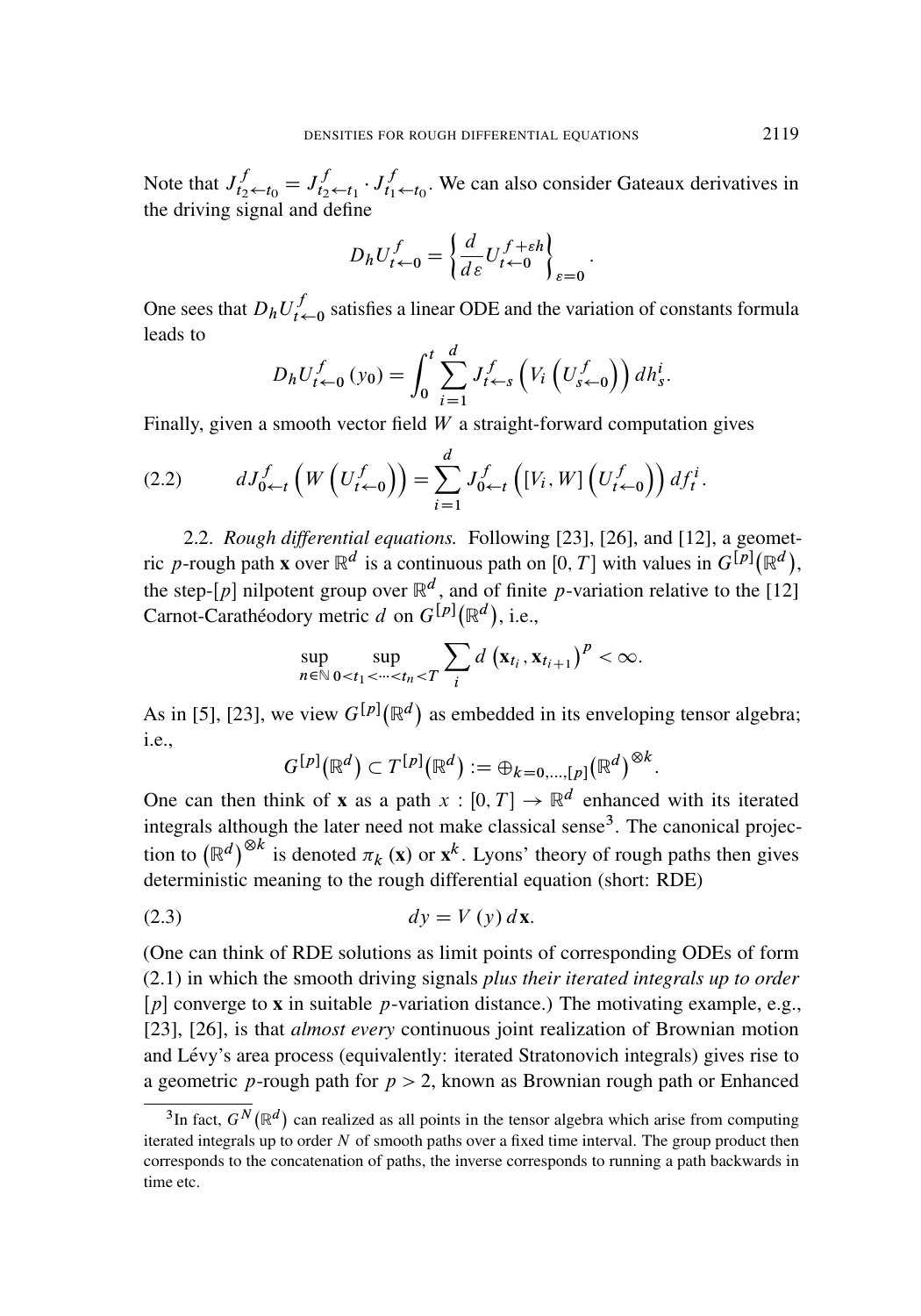Note that $J^f_{t_2 \leftarrow t_0} = J^f_{t_2 \leftarrow t_1} \cdot J^f_{t_1 \leftarrow t_0}$. We can also consider Gateaux derivatives in the driving signal and define

$$D_h U^f_{t \leftarrow 0} = \left\{ \frac{d}{d\varepsilon} U^{f+\varepsilon h}_{t \leftarrow 0} \right\}_{\varepsilon = 0}.$$

One sees that $D_h U^f_{t \leftarrow 0}$ satisfies a linear ODE and the variation of constants formula leads to

$$D_h U^f_{t \leftarrow 0}(y_0) = \int_0^t \sum_{i=1}^d J^f_{t \leftarrow s}\left(V_i\left(U^f_{s \leftarrow 0}\right)\right) dh^i_s.$$

Finally, given a smooth vector field $W$ a straight-forward computation gives

$$dJ^f_{0 \leftarrow t}\left(W\left(U^f_{t \leftarrow 0}\right)\right) = \sum_{i=1}^d J^f_{0 \leftarrow t}\left([V_i, W]\left(U^f_{t \leftarrow 0}\right)\right) df^i_t. \tag{2.2}$$

2.2. *Rough differential equations.* Following [23], [26], and [12], a geometric $p$-rough path $\mathbf{x}$ over $\mathbb{R}^d$ is a continuous path on $[0, T]$ with values in $G^{[p]}(\mathbb{R}^d)$, the step-$[p]$ nilpotent group over $\mathbb{R}^d$, and of finite $p$-variation relative to the [12] Carnot-Carathéodory metric $d$ on $G^{[p]}(\mathbb{R}^d)$, i.e.,

$$\sup_{n \in \mathbb{N}} \sup_{0 < t_1 < \cdots < t_n < T} \sum_i d\left(\mathbf{x}_{t_i}, \mathbf{x}_{t_{i+1}}\right)^p < \infty.$$

As in [5], [23], we view $G^{[p]}(\mathbb{R}^d)$ as embedded in its enveloping tensor algebra; i.e.,

$$G^{[p]}(\mathbb{R}^d) \subset T^{[p]}(\mathbb{R}^d) := \oplus_{k=0,\ldots,[p]} (\mathbb{R}^d)^{\otimes k}.$$

One can then think of $\mathbf{x}$ as a path $x : [0, T] \to \mathbb{R}^d$ enhanced with its iterated integrals although the later need not make classical sense[3]. The canonical projection to $(\mathbb{R}^d)^{\otimes k}$ is denoted $\pi_k(\mathbf{x})$ or $\mathbf{x}^k$. Lyons' theory of rough paths then gives deterministic meaning to the rough differential equation (short: RDE)

$$dy = V(y)\, d\mathbf{x}. \tag{2.3}$$

(One can think of RDE solutions as limit points of corresponding ODEs of form (2.1) in which the smooth driving signals *plus their iterated integrals up to order* $[p]$ converge to $\mathbf{x}$ in suitable $p$-variation distance.) The motivating example, e.g., [23], [26], is that *almost every* continuous joint realization of Brownian motion and Lévy's area process (equivalently: iterated Stratonovich integrals) gives rise to a geometric $p$-rough path for $p > 2$, known as Brownian rough path or Enhanced

---

[3] In fact, $G^N(\mathbb{R}^d)$ can realized as all points in the tensor algebra which arise from computing iterated integrals up to order $N$ of smooth paths over a fixed time interval. The group product then corresponds to the concatenation of paths, the inverse corresponds to running a path backwards in time etc.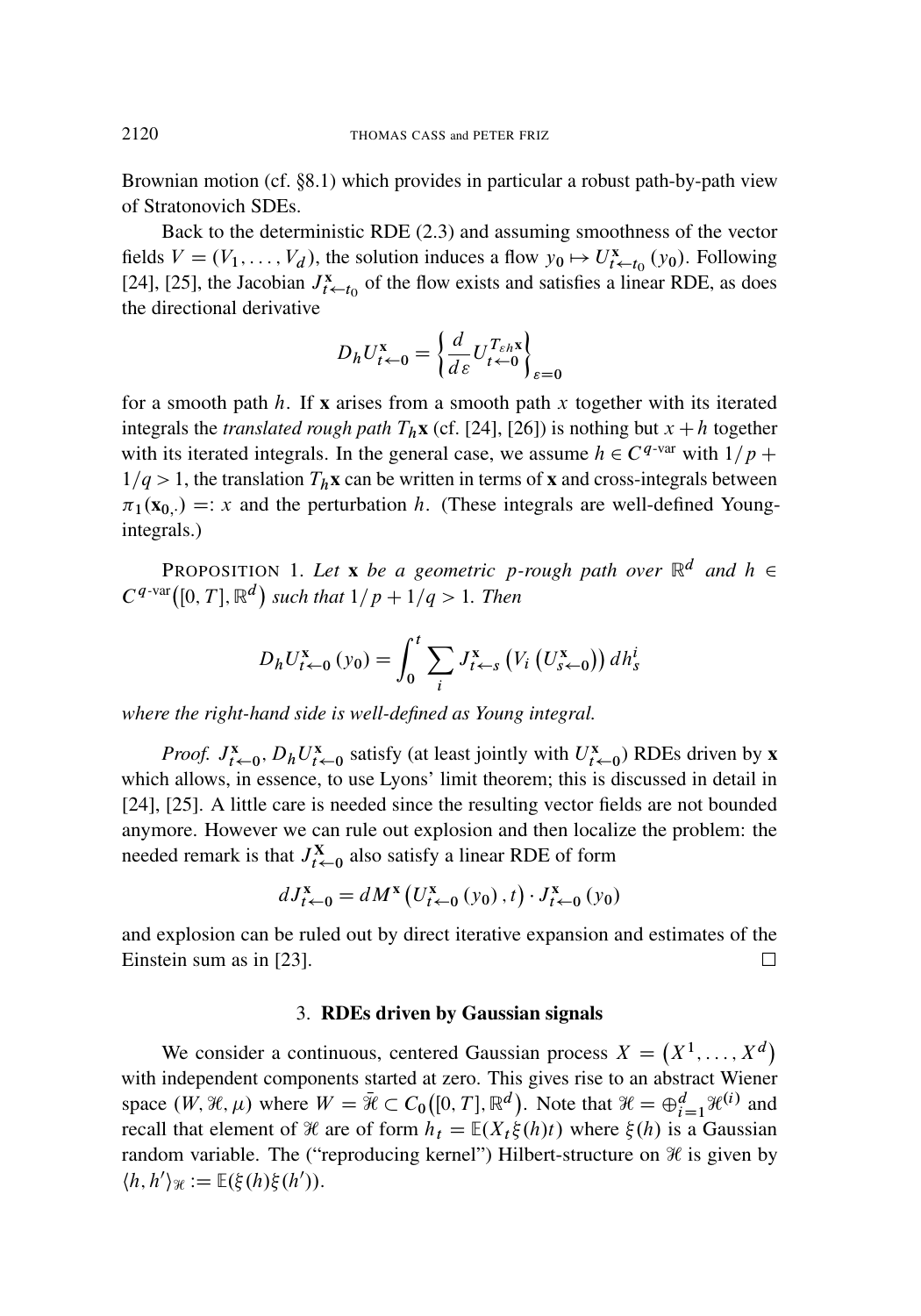Brownian motion (cf. §8.1) which provides in particular a robust path-by-path view of Stratonovich SDEs.

Back to the deterministic RDE (2.3) and assuming smoothness of the vector fields $V = (V_1, \dots, V_d)$, the solution induces a flow $y_0 \mapsto U^{\mathbf{x}}_{t \leftarrow t_0}(y_0)$. Following [24], [25], the Jacobian $J^{\mathbf{x}}_{t \leftarrow t_0}$ of the flow exists and satisfies a linear RDE, as does the directional derivative

$$D_h U^{\mathbf{x}}_{t \leftarrow 0} = \left\{ \frac{d}{d\varepsilon} U^{T_{\varepsilon h}\mathbf{x}}_{t \leftarrow 0} \right\}_{\varepsilon = 0}$$

for a smooth path $h$. If $\mathbf{x}$ arises from a smooth path $x$ together with its iterated integrals the *translated rough path* $T_h \mathbf{x}$ (cf. [24], [26]) is nothing but $x + h$ together with its iterated integrals. In the general case, we assume $h \in C^{q\text{-var}}$ with $1/p + 1/q > 1$, the translation $T_h \mathbf{x}$ can be written in terms of $\mathbf{x}$ and cross-integrals between $\pi_1(\mathbf{x}_{0,\cdot}) =: x$ and the perturbation $h$. (These integrals are well-defined Young-integrals.)

PROPOSITION 1. *Let $\mathbf{x}$ be a geometric $p$-rough path over $\mathbb{R}^d$ and $h \in C^{q\text{-var}}([0,T], \mathbb{R}^d)$ such that $1/p + 1/q > 1$. Then*

$$D_h U^{\mathbf{x}}_{t \leftarrow 0}(y_0) = \int_0^t \sum_i J^{\mathbf{x}}_{t \leftarrow s} \left( V_i \left( U^{\mathbf{x}}_{s \leftarrow 0} \right) \right) dh^i_s$$

*where the right-hand side is well-defined as Young integral.*

*Proof.* $J^{\mathbf{x}}_{t \leftarrow 0}, D_h U^{\mathbf{x}}_{t \leftarrow 0}$ satisfy (at least jointly with $U^{\mathbf{x}}_{t \leftarrow 0}$) RDEs driven by $\mathbf{x}$ which allows, in essence, to use Lyons' limit theorem; this is discussed in detail in [24], [25]. A little care is needed since the resulting vector fields are not bounded anymore. However we can rule out explosion and then localize the problem: the needed remark is that $J^{\mathbf{X}}_{t \leftarrow 0}$ also satisfy a linear RDE of form

$$dJ^{\mathbf{x}}_{t \leftarrow 0} = dM^{\mathbf{x}} \left( U^{\mathbf{x}}_{t \leftarrow 0}(y_0), t \right) \cdot J^{\mathbf{x}}_{t \leftarrow 0}(y_0)$$

and explosion can be ruled out by direct iterative expansion and estimates of the Einstein sum as in [23]. $\square$

## 3. RDEs driven by Gaussian signals

We consider a continuous, centered Gaussian process $X = (X^1, \dots, X^d)$ with independent components started at zero. This gives rise to an abstract Wiener space $(W, \mathcal{H}, \mu)$ where $W = \bar{\mathcal{H}} \subset C_0([0,T], \mathbb{R}^d)$. Note that $\mathcal{H} = \oplus_{i=1}^d \mathcal{H}^{(i)}$ and recall that element of $\mathcal{H}$ are of form $h_t = \mathbb{E}(X_t \xi(h) t)$ where $\xi(h)$ is a Gaussian random variable. The ("reproducing kernel") Hilbert-structure on $\mathcal{H}$ is given by $\langle h, h' \rangle_{\mathcal{H}} := \mathbb{E}(\xi(h)\xi(h'))$.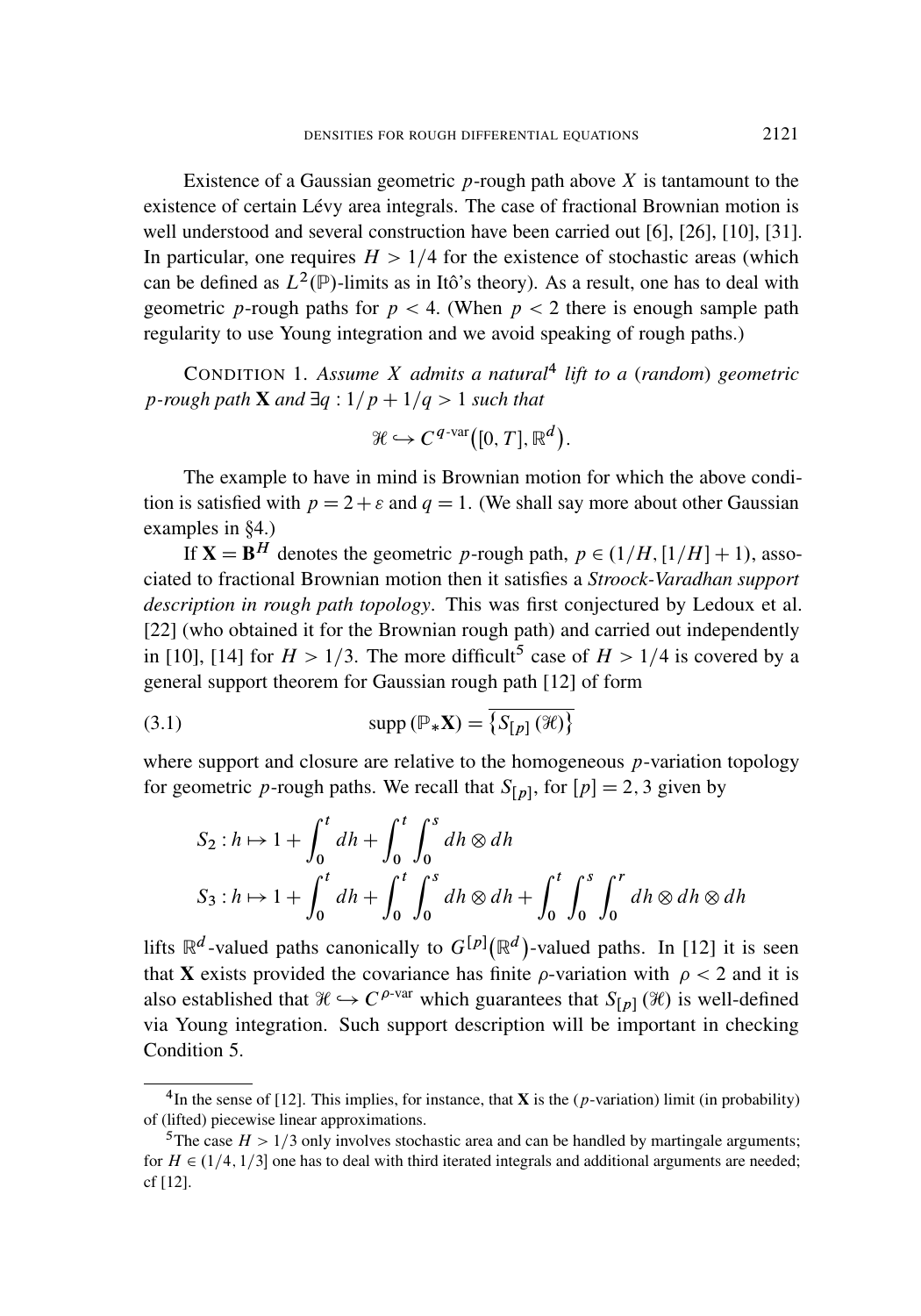Existence of a Gaussian geometric $p$-rough path above $X$ is tantamount to the existence of certain Lévy area integrals. The case of fractional Brownian motion is well understood and several construction have been carried out [6], [26], [10], [31]. In particular, one requires $H > 1/4$ for the existence of stochastic areas (which can be defined as $L^2(\mathbb{P})$-limits as in Itô's theory). As a result, one has to deal with geometric $p$-rough paths for $p < 4$. (When $p < 2$ there is enough sample path regularity to use Young integration and we avoid speaking of rough paths.)

CONDITION 1. *Assume $X$ admits a natural*[4] *lift to a (random) geometric $p$-rough path $\mathbf{X}$ and $\exists q : 1/p + 1/q > 1$ such that*

$$\mathcal{H} \hookrightarrow C^{q\text{-var}}([0, T], \mathbb{R}^d).$$

The example to have in mind is Brownian motion for which the above condition is satisfied with $p = 2 + \varepsilon$ and $q = 1$. (We shall say more about other Gaussian examples in §4.)

If $\mathbf{X} = \mathbf{B}^H$ denotes the geometric $p$-rough path, $p \in (1/H, [1/H] + 1)$, associated to fractional Brownian motion then it satisfies a *Stroock-Varadhan support description in rough path topology*. This was first conjectured by Ledoux et al. [22] (who obtained it for the Brownian rough path) and carried out independently in [10], [14] for $H > 1/3$. The more difficult[5] case of $H > 1/4$ is covered by a general support theorem for Gaussian rough path [12] of form

$$\operatorname{supp}(\mathbb{P}_* \mathbf{X}) = \overline{\{S_{[p]}(\mathcal{H})\}} \tag{3.1}$$

where support and closure are relative to the homogeneous $p$-variation topology for geometric $p$-rough paths. We recall that $S_{[p]}$, for $[p] = 2, 3$ given by

$$S_2 : h \mapsto 1 + \int_0^t dh + \int_0^t \int_0^s dh \otimes dh$$

$$S_3 : h \mapsto 1 + \int_0^t dh + \int_0^t \int_0^s dh \otimes dh + \int_0^t \int_0^s \int_0^r dh \otimes dh \otimes dh$$

lifts $\mathbb{R}^d$-valued paths canonically to $G^{[p]}(\mathbb{R}^d)$-valued paths. In [12] it is seen that $\mathbf{X}$ exists provided the covariance has finite $\rho$-variation with $\rho < 2$ and it is also established that $\mathcal{H} \hookrightarrow C^{\rho\text{-var}}$ which guarantees that $S_{[p]}(\mathcal{H})$ is well-defined via Young integration. Such support description will be important in checking Condition 5.

---

[4] In the sense of [12]. This implies, for instance, that $\mathbf{X}$ is the ($p$-variation) limit (in probability) of (lifted) piecewise linear approximations.

[5] The case $H > 1/3$ only involves stochastic area and can be handled by martingale arguments; for $H \in (1/4, 1/3]$ one has to deal with third iterated integrals and additional arguments are needed; cf [12].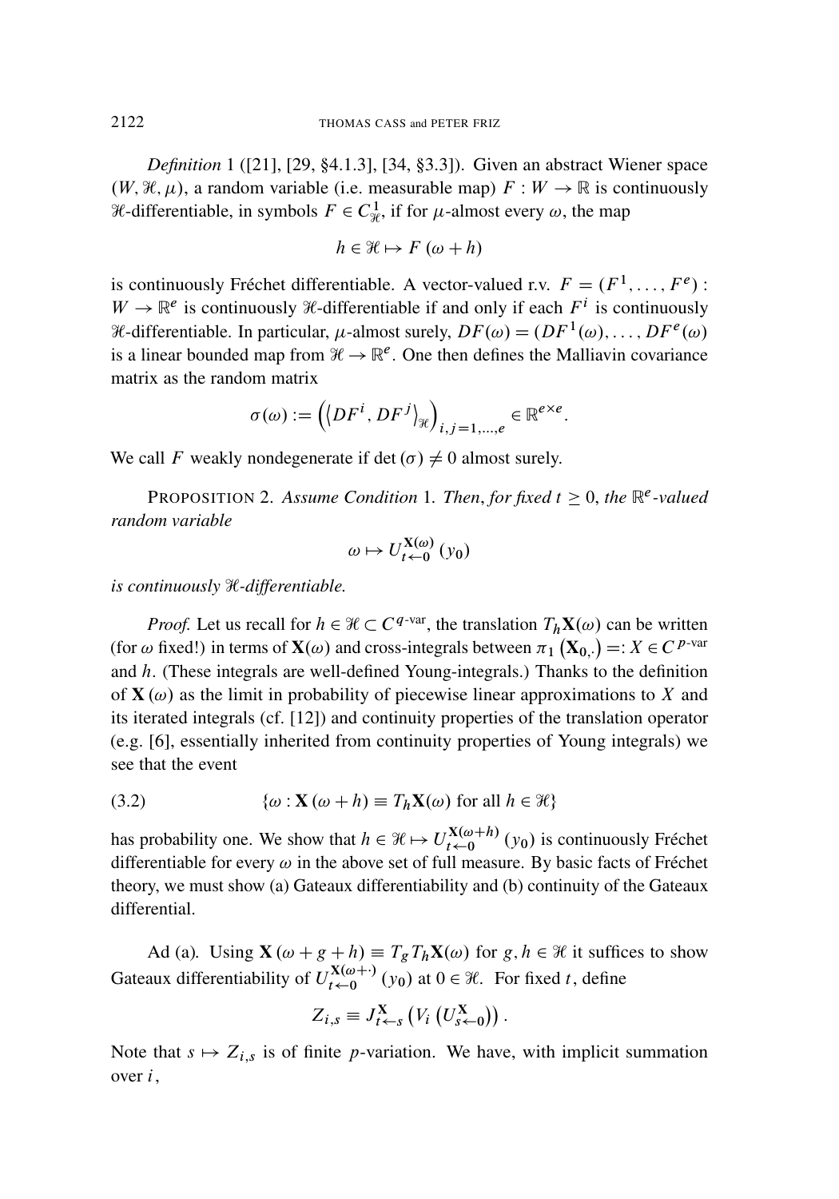*Definition* 1 ([21], [29, §4.1.3], [34, §3.3]). Given an abstract Wiener space $(W, \mathcal{H}, \mu)$, a random variable (i.e. measurable map) $F : W \to \mathbb{R}$ is continuously $\mathcal{H}$-differentiable, in symbols $F \in C^1_{\mathcal{H}}$, if for $\mu$-almost every $\omega$, the map

$$h \in \mathcal{H} \mapsto F(\omega + h)$$

is continuously Fréchet differentiable. A vector-valued r.v. $F = (F^1, \ldots, F^e) : W \to \mathbb{R}^e$ is continuously $\mathcal{H}$-differentiable if and only if each $F^i$ is continuously $\mathcal{H}$-differentiable. In particular, $\mu$-almost surely, $DF(\omega) = (DF^1(\omega), \ldots, DF^e(\omega))$ is a linear bounded map from $\mathcal{H} \to \mathbb{R}^e$. One then defines the Malliavin covariance matrix as the random matrix

$$\sigma(\omega) := \left( \langle DF^i, DF^j \rangle_{\mathcal{H}} \right)_{i,j=1,\ldots,e} \in \mathbb{R}^{e \times e}.$$

We call $F$ weakly nondegenerate if $\det(\sigma) \neq 0$ almost surely.

PROPOSITION 2. *Assume Condition* 1. *Then, for fixed* $t \geq 0$, *the* $\mathbb{R}^e$-*valued random variable*

$$\omega \mapsto U^{\mathbf{X}(\omega)}_{t \leftarrow 0}(y_0)$$

*is continuously* $\mathcal{H}$-*differentiable.*

*Proof.* Let us recall for $h \in \mathcal{H} \subset C^{q\text{-var}}$, the translation $T_h \mathbf{X}(\omega)$ can be written (for $\omega$ fixed!) in terms of $\mathbf{X}(\omega)$ and cross-integrals between $\pi_1(\mathbf{X}_{0,\cdot}) =: X \in C^{p\text{-var}}$ and $h$. (These integrals are well-defined Young-integrals.) Thanks to the definition of $\mathbf{X}(\omega)$ as the limit in probability of piecewise linear approximations to $X$ and its iterated integrals (cf. [12]) and continuity properties of the translation operator (e.g. [6], essentially inherited from continuity properties of Young integrals) we see that the event

$$\{\omega : \mathbf{X}(\omega + h) \equiv T_h \mathbf{X}(\omega) \text{ for all } h \in \mathcal{H}\} \tag{3.2}$$

has probability one. We show that $h \in \mathcal{H} \mapsto U^{\mathbf{X}(\omega+h)}_{t \leftarrow 0}(y_0)$ is continuously Fréchet differentiable for every $\omega$ in the above set of full measure. By basic facts of Fréchet theory, we must show (a) Gateaux differentiability and (b) continuity of the Gateaux differential.

Ad (a). Using $\mathbf{X}(\omega + g + h) \equiv T_g T_h \mathbf{X}(\omega)$ for $g, h \in \mathcal{H}$ it suffices to show Gateaux differentiability of $U^{\mathbf{X}(\omega+\cdot)}_{t \leftarrow 0}(y_0)$ at $0 \in \mathcal{H}$. For fixed $t$, define

$$Z_{i,s} \equiv J^{\mathbf{X}}_{t \leftarrow s}\left(V_i\left(U^{\mathbf{X}}_{s \leftarrow 0}\right)\right).$$

Note that $s \mapsto Z_{i,s}$ is of finite $p$-variation. We have, with implicit summation over $i$,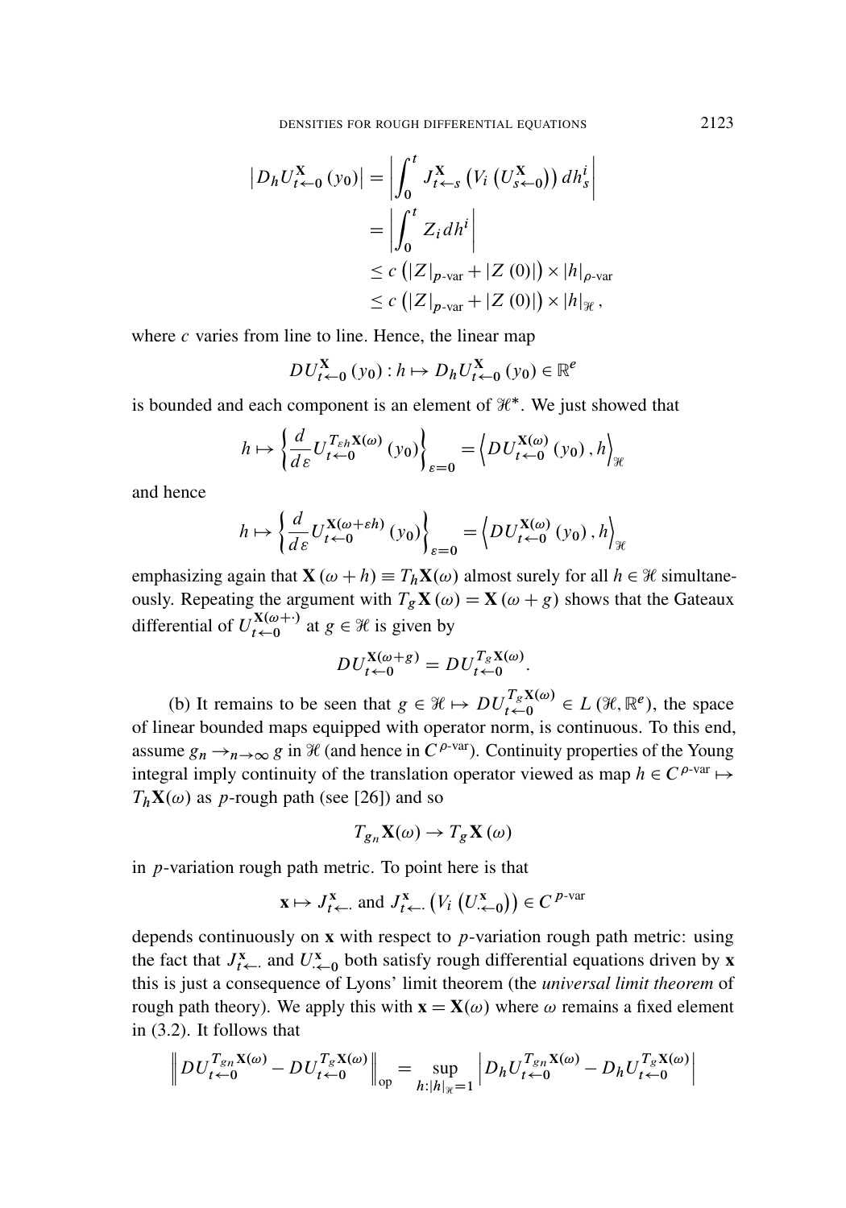$$
\begin{aligned}
\left|D_h U^{\mathbf{X}}_{t\leftarrow 0}(y_0)\right| &= \left|\int_0^t J^{\mathbf{X}}_{t\leftarrow s}\left(V_i\left(U^{\mathbf{X}}_{s\leftarrow 0}\right)\right) dh^i_s\right| \\
&= \left|\int_0^t Z_i\, dh^i\right| \\
&\le c\left(|Z|_{p\text{-var}} + |Z(0)|\right) \times |h|_{\rho\text{-var}} \\
&\le c\left(|Z|_{p\text{-var}} + |Z(0)|\right) \times |h|_{\mathcal{H}},
\end{aligned}
$$

where $c$ varies from line to line. Hence, the linear map

$$
DU^{\mathbf{X}}_{t\leftarrow 0}(y_0) : h \mapsto D_h U^{\mathbf{X}}_{t\leftarrow 0}(y_0) \in \mathbb{R}^e
$$

is bounded and each component is an element of $\mathcal{H}^*$. We just showed that

$$
h \mapsto \left\{\frac{d}{d\varepsilon} U^{T_{\varepsilon h}\mathbf{X}(\omega)}_{t\leftarrow 0}(y_0)\right\}_{\varepsilon=0} = \left\langle DU^{\mathbf{X}(\omega)}_{t\leftarrow 0}(y_0), h\right\rangle_{\mathcal{H}}
$$

and hence

$$
h \mapsto \left\{\frac{d}{d\varepsilon} U^{\mathbf{X}(\omega+\varepsilon h)}_{t\leftarrow 0}(y_0)\right\}_{\varepsilon=0} = \left\langle DU^{\mathbf{X}(\omega)}_{t\leftarrow 0}(y_0), h\right\rangle_{\mathcal{H}}
$$

emphasizing again that $\mathbf{X}(\omega+h) \equiv T_h\mathbf{X}(\omega)$ almost surely for all $h \in \mathcal{H}$ simultaneously. Repeating the argument with $T_g\mathbf{X}(\omega) = \mathbf{X}(\omega+g)$ shows that the Gateaux differential of $U^{\mathbf{X}(\omega+\cdot)}_{t\leftarrow 0}$ at $g \in \mathcal{H}$ is given by

$$
DU^{\mathbf{X}(\omega+g)}_{t\leftarrow 0} = DU^{T_g\mathbf{X}(\omega)}_{t\leftarrow 0}.
$$

(b) It remains to be seen that $g \in \mathcal{H} \mapsto DU^{T_g\mathbf{X}(\omega)}_{t\leftarrow 0} \in L(\mathcal{H}, \mathbb{R}^e)$, the space of linear bounded maps equipped with operator norm, is continuous. To this end, assume $g_n \to_{n\to\infty} g$ in $\mathcal{H}$ (and hence in $C^{\rho\text{-var}}$). Continuity properties of the Young integral imply continuity of the translation operator viewed as map $h \in C^{\rho\text{-var}} \mapsto T_h\mathbf{X}(\omega)$ as $p$-rough path (see [26]) and so

$$
T_{g_n}\mathbf{X}(\omega) \to T_g\mathbf{X}(\omega)
$$

in $p$-variation rough path metric. To point here is that

$$
\mathbf{x} \mapsto J^{\mathbf{x}}_{t\leftarrow\cdot} \text{ and } J^{\mathbf{x}}_{t\leftarrow\cdot}\left(V_i\left(U^{\mathbf{x}}_{\cdot\leftarrow 0}\right)\right) \in C^{p\text{-var}}
$$

depends continuously on $\mathbf{x}$ with respect to $p$-variation rough path metric: using the fact that $J^{\mathbf{x}}_{t\leftarrow\cdot}$ and $U^{\mathbf{x}}_{\cdot\leftarrow 0}$ both satisfy rough differential equations driven by $\mathbf{x}$ this is just a consequence of Lyons' limit theorem (the *universal limit theorem* of rough path theory). We apply this with $\mathbf{x} = \mathbf{X}(\omega)$ where $\omega$ remains a fixed element in (3.2). It follows that

$$
\left\| DU^{T_{g_n}\mathbf{X}(\omega)}_{t\leftarrow 0} - DU^{T_g\mathbf{X}(\omega)}_{t\leftarrow 0}\right\|_{\text{op}} = \sup_{h:|h|_{\mathcal{H}}=1}\left|D_h U^{T_{g_n}\mathbf{X}(\omega)}_{t\leftarrow 0} - D_h U^{T_g\mathbf{X}(\omega)}_{t\leftarrow 0}\right|
$$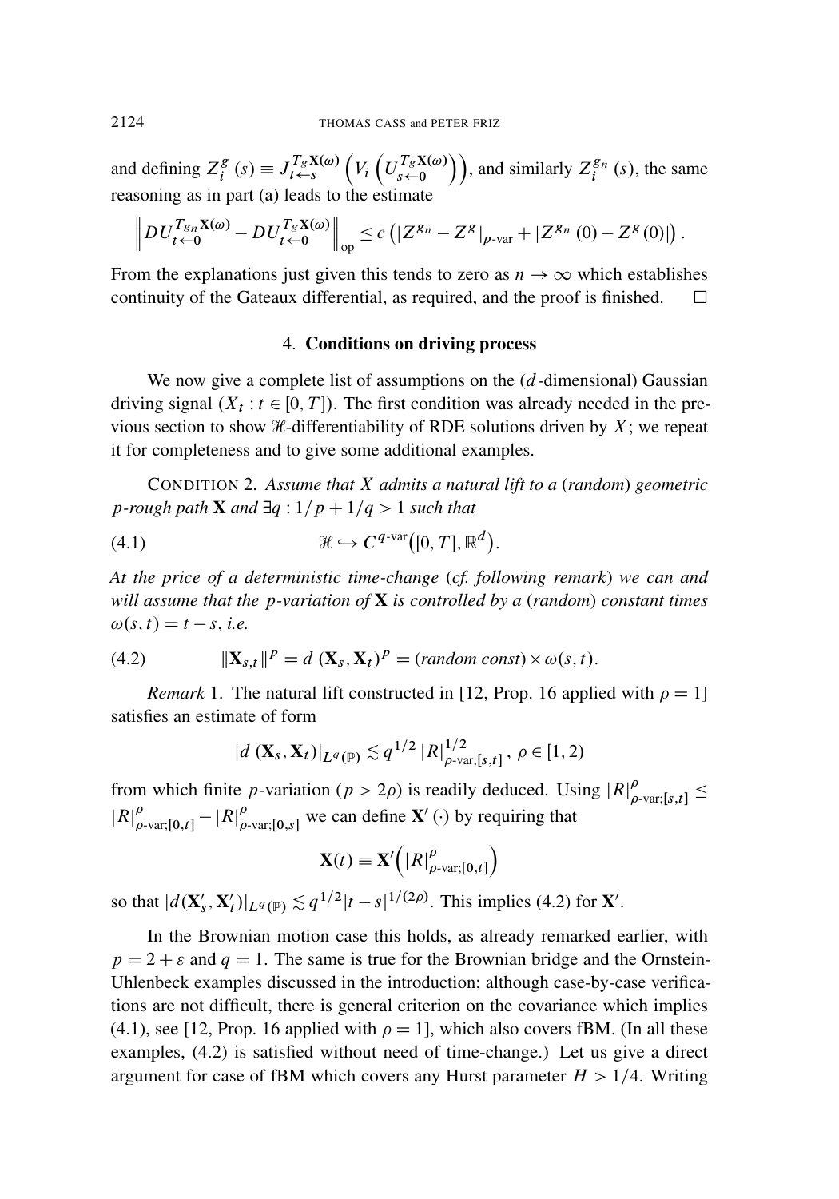and defining $Z_i^g(s) \equiv J_{t \leftarrow s}^{T_g \mathbf{X}(\omega)}\left(V_i\left(U_{s \leftarrow 0}^{T_g \mathbf{X}(\omega)}\right)\right)$, and similarly $Z_i^{g_n}(s)$, the same reasoning as in part (a) leads to the estimate

$$\left\| DU_{t \leftarrow 0}^{T_{g_n} \mathbf{X}(\omega)} - DU_{t \leftarrow 0}^{T_g \mathbf{X}(\omega)} \right\|_{\text{op}} \leq c \left( |Z^{g_n} - Z^g|_{p\text{-var}} + |Z^{g_n}(0) - Z^g(0)| \right).$$

From the explanations just given this tends to zero as $n \to \infty$ which establishes continuity of the Gateaux differential, as required, and the proof is finished. $\square$

## 4. Conditions on driving process

We now give a complete list of assumptions on the ($d$-dimensional) Gaussian driving signal ($X_t : t \in [0, T]$). The first condition was already needed in the previous section to show $\mathcal{H}$-differentiability of RDE solutions driven by $X$; we repeat it for completeness and to give some additional examples.

CONDITION 2. *Assume that $X$ admits a natural lift to a (random) geometric $p$-rough path $\mathbf{X}$ and $\exists q : 1/p + 1/q > 1$ such that*

$$\mathcal{H} \hookrightarrow C^{q\text{-var}}\big([0, T], \mathbb{R}^d\big). \tag{4.1}$$

*At the price of a deterministic time-change (cf. following remark) we can and will assume that the $p$-variation of $\mathbf{X}$ is controlled by a (random) constant times $\omega(s, t) = t - s$, i.e.*

$$\|\mathbf{X}_{s,t}\|^p = d\,(\mathbf{X}_s, \mathbf{X}_t)^p = (\textit{random const}) \times \omega(s, t). \tag{4.2}$$

*Remark* 1. The natural lift constructed in [12, Prop. 16 applied with $\rho = 1$] satisfies an estimate of form

$$|d\,(\mathbf{X}_s, \mathbf{X}_t)|_{L^q(\mathbb{P})} \lesssim q^{1/2}\, |R|_{\rho\text{-var};[s,t]}^{1/2},\ \rho \in [1, 2)$$

from which finite $p$-variation ($p > 2\rho$) is readily deduced. Using $|R|_{\rho\text{-var};[s,t]}^{\rho} \leq |R|_{\rho\text{-var};[0,t]}^{\rho} - |R|_{\rho\text{-var};[0,s]}^{\rho}$ we can define $\mathbf{X}'(\cdot)$ by requiring that

$$\mathbf{X}(t) \equiv \mathbf{X}'\Big(|R|_{\rho\text{-var};[0,t]}^{\rho}\Big)$$

so that $|d(\mathbf{X}_s', \mathbf{X}_t')|_{L^q(\mathbb{P})} \lesssim q^{1/2} |t - s|^{1/(2\rho)}$. This implies (4.2) for $\mathbf{X}'$.

In the Brownian motion case this holds, as already remarked earlier, with $p = 2 + \varepsilon$ and $q = 1$. The same is true for the Brownian bridge and the Ornstein-Uhlenbeck examples discussed in the introduction; although case-by-case verifications are not difficult, there is general criterion on the covariance which implies (4.1), see [12, Prop. 16 applied with $\rho = 1$], which also covers fBM. (In all these examples, (4.2) is satisfied without need of time-change.) Let us give a direct argument for case of fBM which covers any Hurst parameter $H > 1/4$. Writing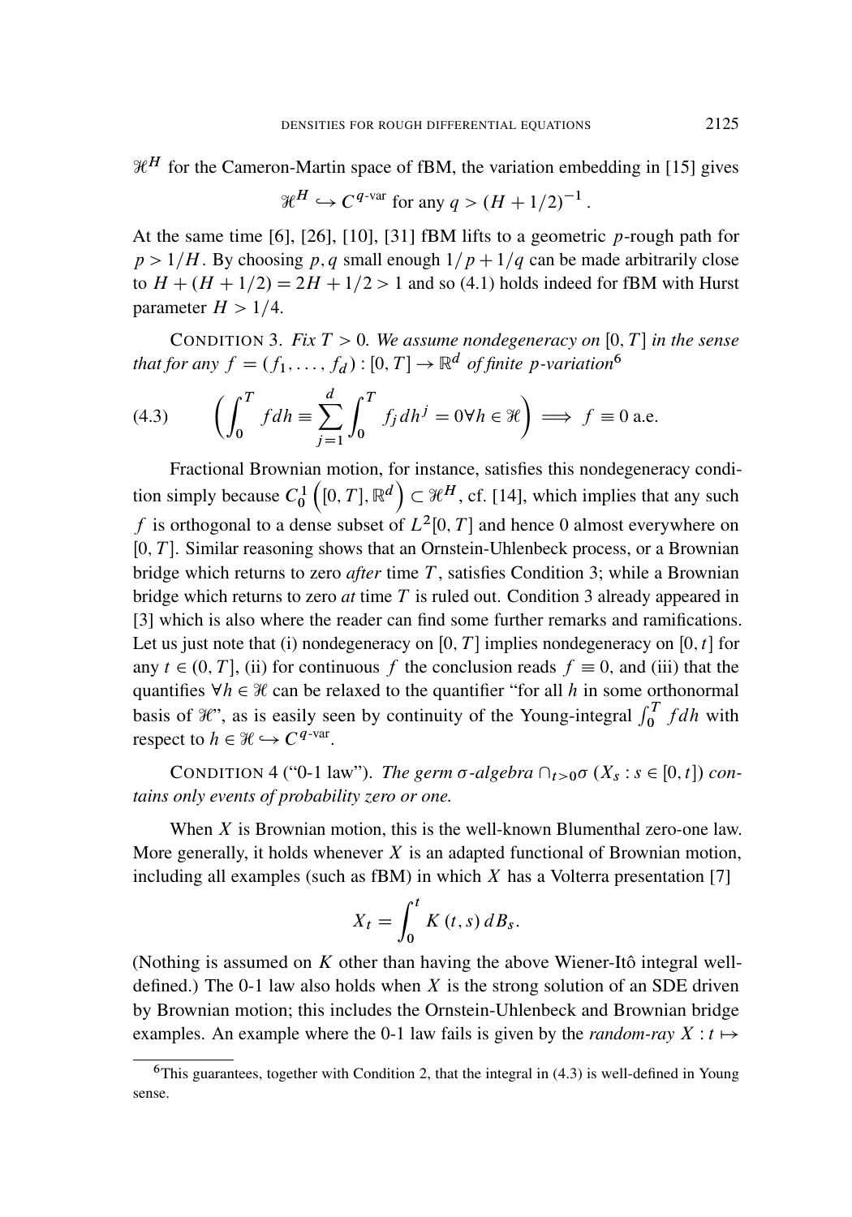$\mathcal{H}^H$ for the Cameron-Martin space of fBM, the variation embedding in [15] gives

$$\mathcal{H}^H \hookrightarrow C^{q\text{-var}} \text{ for any } q > (H + 1/2)^{-1}.$$

At the same time [6], [26], [10], [31] fBM lifts to a geometric $p$-rough path for $p > 1/H$. By choosing $p, q$ small enough $1/p + 1/q$ can be made arbitrarily close to $H + (H + 1/2) = 2H + 1/2 > 1$ and so (4.1) holds indeed for fBM with Hurst parameter $H > 1/4$.

CONDITION 3. *Fix $T > 0$. We assume nondegeneracy on $[0, T]$ in the sense that for any $f = (f_1, \ldots, f_d) : [0, T] \to \mathbb{R}^d$ of finite $p$-variation*[6]

$$\left( \int_0^T f dh \equiv \sum_{j=1}^{d} \int_0^T f_j dh^j = 0 \forall h \in \mathcal{H} \right) \implies f \equiv 0 \text{ a.e.} \tag{4.3}$$

Fractional Brownian motion, for instance, satisfies this nondegeneracy condition simply because $C_0^1 \left( [0, T], \mathbb{R}^d \right) \subset \mathcal{H}^H$, cf. [14], which implies that any such $f$ is orthogonal to a dense subset of $L^2[0, T]$ and hence 0 almost everywhere on $[0, T]$. Similar reasoning shows that an Ornstein-Uhlenbeck process, or a Brownian bridge which returns to zero *after* time $T$, satisfies Condition 3; while a Brownian bridge which returns to zero *at* time $T$ is ruled out. Condition 3 already appeared in [3] which is also where the reader can find some further remarks and ramifications. Let us just note that (i) nondegeneracy on $[0, T]$ implies nondegeneracy on $[0, t]$ for any $t \in (0, T]$, (ii) for continuous $f$ the conclusion reads $f \equiv 0$, and (iii) that the quantifies $\forall h \in \mathcal{H}$ can be relaxed to the quantifier "for all $h$ in some orthonormal basis of $\mathcal{H}$", as is easily seen by continuity of the Young-integral $\int_0^T f dh$ with respect to $h \in \mathcal{H} \hookrightarrow C^{q\text{-var}}$.

CONDITION 4 ("0-1 law"). *The germ $\sigma$-algebra $\cap_{t>0} \sigma (X_s : s \in [0, t])$ contains only events of probability zero or one.*

When $X$ is Brownian motion, this is the well-known Blumenthal zero-one law. More generally, it holds whenever $X$ is an adapted functional of Brownian motion, including all examples (such as fBM) in which $X$ has a Volterra presentation [7]

$$X_t = \int_0^t K(t, s) \, dB_s.$$

(Nothing is assumed on $K$ other than having the above Wiener-Itô integral well-defined.) The 0-1 law also holds when $X$ is the strong solution of an SDE driven by Brownian motion; this includes the Ornstein-Uhlenbeck and Brownian bridge examples. An example where the 0-1 law fails is given by the *random-ray* $X : t \mapsto$

[6] This guarantees, together with Condition 2, that the integral in (4.3) is well-defined in Young sense.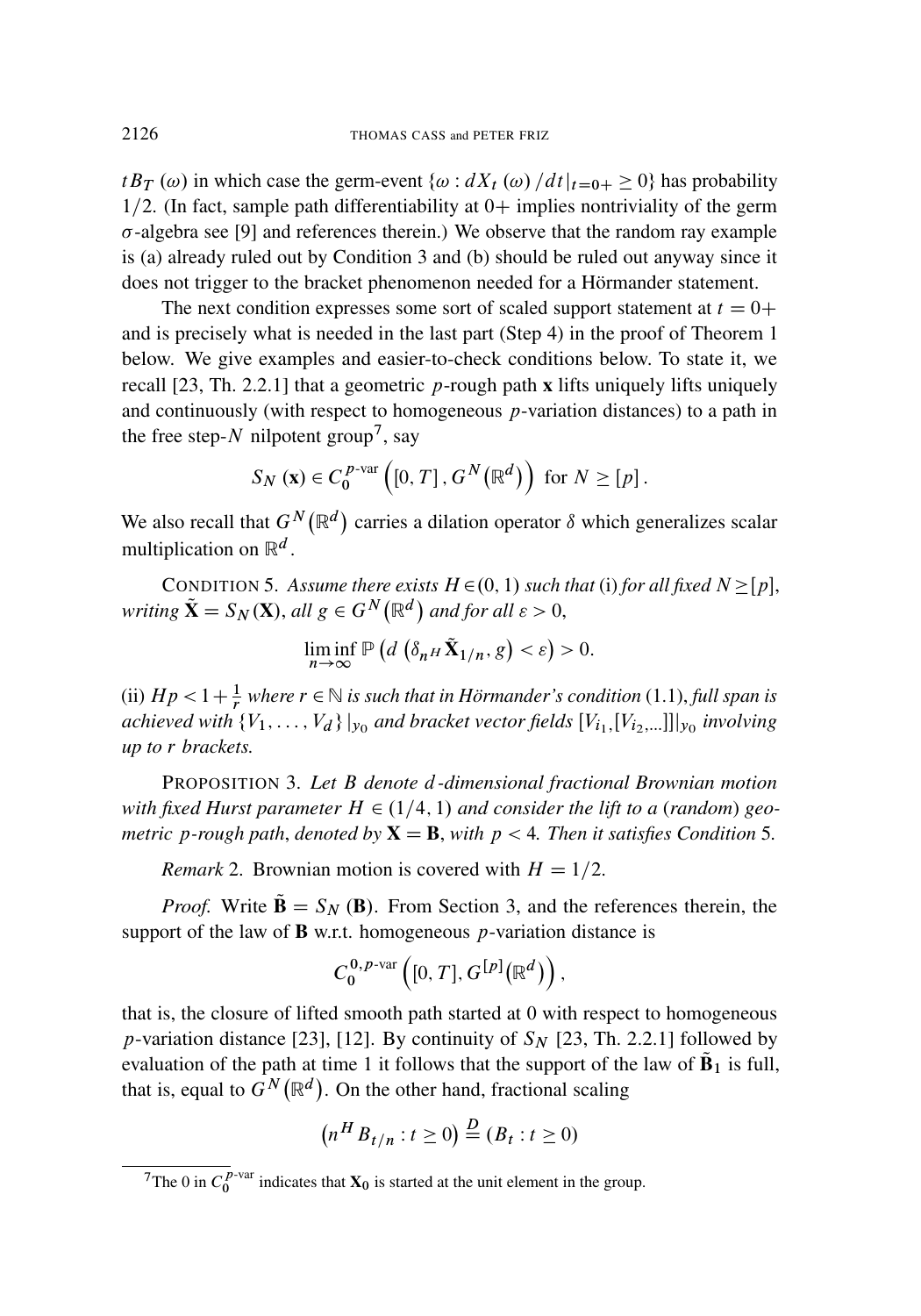$tB_T(\omega)$ in which case the germ-event $\{\omega : dX_t(\omega)/dt|_{t=0+} \geq 0\}$ has probability $1/2$. (In fact, sample path differentiability at $0+$ implies nontriviality of the germ $\sigma$-algebra see [9] and references therein.) We observe that the random ray example is (a) already ruled out by Condition 3 and (b) should be ruled out anyway since it does not trigger to the bracket phenomenon needed for a Hörmander statement.

The next condition expresses some sort of scaled support statement at $t = 0+$ and is precisely what is needed in the last part (Step 4) in the proof of Theorem 1 below. We give examples and easier-to-check conditions below. To state it, we recall [23, Th. 2.2.1] that a geometric $p$-rough path $\mathbf{x}$ lifts uniquely lifts uniquely and continuously (with respect to homogeneous $p$-variation distances) to a path in the free step-$N$ nilpotent group[7], say

$$S_N(\mathbf{x}) \in C_{\mathbf{0}}^{p\text{-var}}\left([0,T], G^N(\mathbb{R}^d)\right) \text{ for } N \geq [p].$$

We also recall that $G^N(\mathbb{R}^d)$ carries a dilation operator $\delta$ which generalizes scalar multiplication on $\mathbb{R}^d$.

CONDITION 5. *Assume there exists $H \in (0,1)$ such that* (i) *for all fixed $N \geq [p]$, writing $\tilde{\mathbf{X}} = S_N(\mathbf{X})$, all $g \in G^N(\mathbb{R}^d)$ and for all $\varepsilon > 0$,*

$$\liminf_{n\to\infty} \mathbb{P}\left(d\left(\delta_{n^H}\tilde{\mathbf{X}}_{1/n}, g\right) < \varepsilon\right) > 0.$$

(ii) *$Hp < 1 + \frac{1}{r}$ where $r \in \mathbb{N}$ is such that in Hörmander's condition* (1.1), *full span is achieved with $\{V_1, \ldots, V_d\}|_{y_0}$ and bracket vector fields $[V_{i_1}, [V_{i_2}, \ldots]]|_{y_0}$ involving up to $r$ brackets.*

PROPOSITION 3. *Let $B$ denote $d$-dimensional fractional Brownian motion with fixed Hurst parameter $H \in (1/4, 1)$ and consider the lift to a* (*random*) *geometric $p$-rough path, denoted by $\mathbf{X} = \mathbf{B}$, with $p < 4$. Then it satisfies Condition* 5.

*Remark* 2. Brownian motion is covered with $H = 1/2$.

*Proof.* Write $\tilde{\mathbf{B}} = S_N(\mathbf{B})$. From Section 3, and the references therein, the support of the law of $\mathbf{B}$ w.r.t. homogeneous $p$-variation distance is

$$C_{\mathbf{0}}^{0,p\text{-var}}\left([0,T], G^{[p]}(\mathbb{R}^d)\right),$$

that is, the closure of lifted smooth path started at 0 with respect to homogeneous $p$-variation distance [23], [12]. By continuity of $S_N$ [23, Th. 2.2.1] followed by evaluation of the path at time 1 it follows that the support of the law of $\tilde{\mathbf{B}}_1$ is full, that is, equal to $G^N(\mathbb{R}^d)$. On the other hand, fractional scaling

$$\left(n^H B_{t/n} : t \geq 0\right) \overset{\mathcal{D}}{=} \left(B_t : t \geq 0\right)$$

[7] The 0 in $C_{\mathbf{0}}^{p\text{-var}}$ indicates that $\mathbf{X}_0$ is started at the unit element in the group.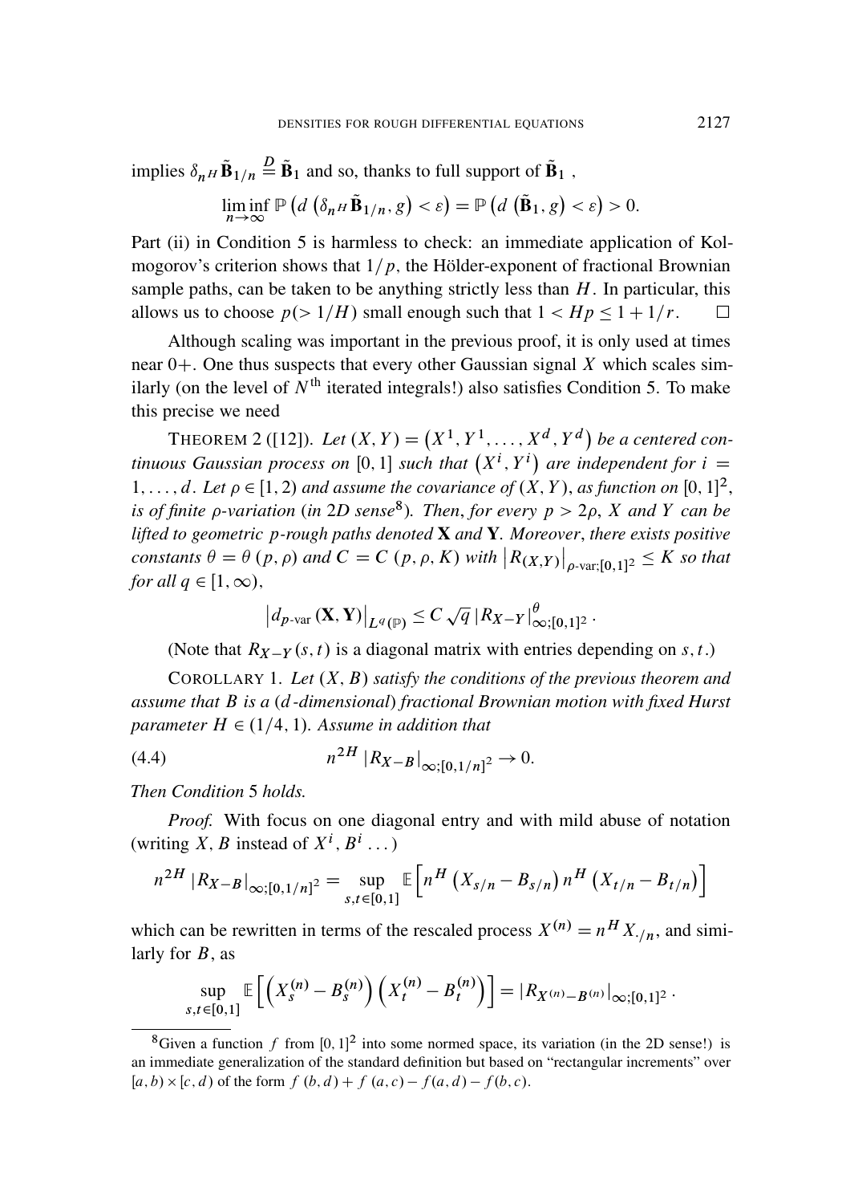implies $\delta_{n^H} \tilde{\mathbf{B}}_{1/n} \overset{D}{=} \tilde{\mathbf{B}}_1$ and so, thanks to full support of $\tilde{\mathbf{B}}_1$ ,

$$\liminf_{n\to\infty} \mathbb{P}\left(d\left(\delta_{n^H}\tilde{\mathbf{B}}_{1/n}, g\right) < \varepsilon\right) = \mathbb{P}\left(d\left(\tilde{\mathbf{B}}_1, g\right) < \varepsilon\right) > 0.$$

Part (ii) in Condition 5 is harmless to check: an immediate application of Kolmogorov's criterion shows that $1/p$, the Hölder-exponent of fractional Brownian sample paths, can be taken to be anything strictly less than $H$. In particular, this allows us to choose $p (> 1/H)$ small enough such that $1 < Hp \leq 1 + 1/r$. $\square$

Although scaling was important in the previous proof, it is only used at times near $0+$. One thus suspects that every other Gaussian signal $X$ which scales similarly (on the level of $N^{\text{th}}$ iterated integrals!) also satisfies Condition 5. To make this precise we need

THEOREM 2 ([12]). *Let $(X, Y) = \left(X^1, Y^1, \ldots, X^d, Y^d\right)$ be a centered continuous Gaussian process on $[0,1]$ such that $\left(X^i, Y^i\right)$ are independent for $i = 1, \ldots, d$. Let $\rho \in [1, 2)$ and assume the covariance of $(X, Y)$, as function on $[0,1]^2$, is of finite $\rho$-variation (in 2D sense[8]). Then, for every $p > 2\rho$, $X$ and $Y$ can be lifted to geometric $p$-rough paths denoted $\mathbf{X}$ and $\mathbf{Y}$. Moreover, there exists positive constants $\theta = \theta(p, \rho)$ and $C = C(p, \rho, K)$ with $\left|R_{(X,Y)}\right|_{\rho\text{-var};[0,1]^2} \leq K$ so that for all $q \in [1, \infty)$,*

$$\left|d_{p\text{-var}}(\mathbf{X}, \mathbf{Y})\right|_{L^q(\mathbb{P})} \leq C\sqrt{q}\, |R_{X-Y}|^{\theta}_{\infty;[0,1]^2}.$$

(Note that $R_{X-Y}(s,t)$ is a diagonal matrix with entries depending on $s, t$.)

COROLLARY 1. *Let $(X, B)$ satisfy the conditions of the previous theorem and assume that $B$ is a $(d$-dimensional$)$ fractional Brownian motion with fixed Hurst parameter $H \in (1/4, 1)$. Assume in addition that*

$$n^{2H} |R_{X-B}|_{\infty;[0,1/n]^2} \to 0. \tag{4.4}$$

*Then Condition 5 holds.*

*Proof.* With focus on one diagonal entry and with mild abuse of notation (writing $X, B$ instead of $X^i, B^i \ldots$)

$$n^{2H} |R_{X-B}|_{\infty;[0,1/n]^2} = \sup_{s,t\in[0,1]} \mathbb{E}\left[n^H \left(X_{s/n} - B_{s/n}\right) n^H \left(X_{t/n} - B_{t/n}\right)\right]$$

which can be rewritten in terms of the rescaled process $X^{(n)} = n^H X_{\cdot/n}$, and similarly for $B$, as

$$\sup_{s,t\in[0,1]} \mathbb{E}\left[\left(X_s^{(n)} - B_s^{(n)}\right)\left(X_t^{(n)} - B_t^{(n)}\right)\right] = |R_{X^{(n)}-B^{(n)}}|_{\infty;[0,1]^2}.$$

[8] Given a function $f$ from $[0,1]^2$ into some normed space, its variation (in the 2D sense!) is an immediate generalization of the standard definition but based on "rectangular increments" over $[a,b) \times [c,d)$ of the form $f(b,d) + f(a,c) - f(a,d) - f(b,c)$.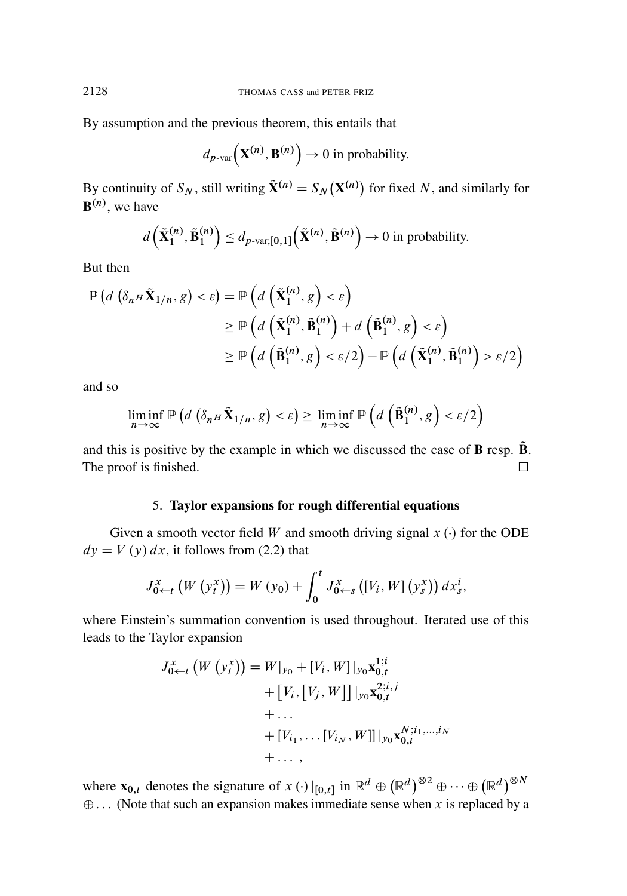By assumption and the previous theorem, this entails that

$$d_{p\text{-var}}\left(\mathbf{X}^{(n)}, \mathbf{B}^{(n)}\right) \to 0 \text{ in probability.}$$

By continuity of $S_N$, still writing $\tilde{\mathbf{X}}^{(n)} = S_N\left(\mathbf{X}^{(n)}\right)$ for fixed $N$, and similarly for $\mathbf{B}^{(n)}$, we have

$$d\left(\tilde{\mathbf{X}}_1^{(n)}, \tilde{\mathbf{B}}_1^{(n)}\right) \le d_{p\text{-var};[0,1]}\left(\tilde{\mathbf{X}}^{(n)}, \tilde{\mathbf{B}}^{(n)}\right) \to 0 \text{ in probability.}$$

But then

$$\begin{aligned}
\mathbb{P}\left(d\left(\delta_{n^H}\tilde{\mathbf{X}}_{1/n}, g\right) < \varepsilon\right) &= \mathbb{P}\left(d\left(\tilde{\mathbf{X}}_1^{(n)}, g\right) < \varepsilon\right) \\
&\ge \mathbb{P}\left(d\left(\tilde{\mathbf{X}}_1^{(n)}, \tilde{\mathbf{B}}_1^{(n)}\right) + d\left(\tilde{\mathbf{B}}_1^{(n)}, g\right) < \varepsilon\right) \\
&\ge \mathbb{P}\left(d\left(\tilde{\mathbf{B}}_1^{(n)}, g\right) < \varepsilon/2\right) - \mathbb{P}\left(d\left(\tilde{\mathbf{X}}_1^{(n)}, \tilde{\mathbf{B}}_1^{(n)}\right) > \varepsilon/2\right)
\end{aligned}$$

and so

$$\liminf_{n\to\infty} \mathbb{P}\left(d\left(\delta_{n^H}\tilde{\mathbf{X}}_{1/n}, g\right) < \varepsilon\right) \ge \liminf_{n\to\infty} \mathbb{P}\left(d\left(\tilde{\mathbf{B}}_1^{(n)}, g\right) < \varepsilon/2\right)$$

and this is positive by the example in which we discussed the case of $\mathbf{B}$ resp. $\tilde{\mathbf{B}}$. The proof is finished. $\square$

## 5. Taylor expansions for rough differential equations

Given a smooth vector field $W$ and smooth driving signal $x(\cdot)$ for the ODE $dy = V(y)\,dx$, it follows from (2.2) that

$$J_{0\leftarrow t}^x\left(W\left(y_t^x\right)\right) = W(y_0) + \int_0^t J_{0\leftarrow s}^x\left([V_i, W]\left(y_s^x\right)\right) dx_s^i,$$

where Einstein's summation convention is used throughout. Iterated use of this leads to the Taylor expansion

$$\begin{aligned}
J_{0\leftarrow t}^x\left(W\left(y_t^x\right)\right) = &\; W|_{y_0} + [V_i, W]\,|_{y_0}\mathbf{x}_{0,t}^{1;i} \\
&+ \left[V_i, \left[V_j, W\right]\right]|_{y_0}\mathbf{x}_{0,t}^{2;i,j} \\
&+ \dots \\
&+ [V_{i_1}, \dots [V_{i_N}, W]]\,|_{y_0}\mathbf{x}_{0,t}^{N;i_1,\dots,i_N} \\
&+ \dots,
\end{aligned}$$

where $\mathbf{x}_{0,t}$ denotes the signature of $x(\cdot)|_{[0,t]}$ in $\mathbb{R}^d \oplus \left(\mathbb{R}^d\right)^{\otimes 2} \oplus \dots \oplus \left(\mathbb{R}^d\right)^{\otimes N} \oplus \dots$ (Note that such an expansion makes immediate sense when $x$ is replaced by a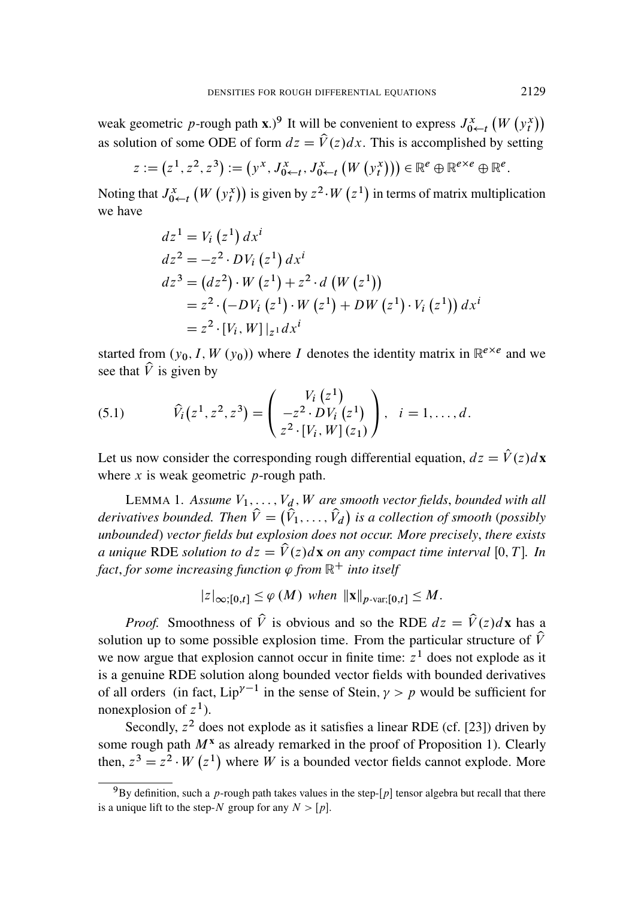weak geometric $p$-rough path $\mathbf{x}$.)[9] It will be convenient to express $J^x_{0\leftarrow t}\left(W\left(y^x_t\right)\right)$ as solution of some ODE of form $dz = \hat{V}(z)dx$. This is accomplished by setting

$$z := \left(z^1, z^2, z^3\right) := \left(y^x, J^x_{0\leftarrow t}, J^x_{0\leftarrow t}\left(W\left(y^x_t\right)\right)\right) \in \mathbb{R}^e \oplus \mathbb{R}^{e\times e} \oplus \mathbb{R}^e.$$

Noting that $J^x_{0\leftarrow t}\left(W\left(y^x_t\right)\right)$ is given by $z^2 \cdot W\left(z^1\right)$ in terms of matrix multiplication we have

$$\begin{aligned}
dz^1 &= V_i\left(z^1\right)dx^i \\
dz^2 &= -z^2 \cdot DV_i\left(z^1\right)dx^i \\
dz^3 &= \left(dz^2\right)\cdot W\left(z^1\right) + z^2 \cdot d\left(W\left(z^1\right)\right) \\
&= z^2 \cdot \left(-DV_i\left(z^1\right)\cdot W\left(z^1\right) + DW\left(z^1\right)\cdot V_i\left(z^1\right)\right)dx^i \\
&= z^2 \cdot [V_i, W]\,|_{z^1} dx^i
\end{aligned}$$

started from $(y_0, I, W(y_0))$ where $I$ denotes the identity matrix in $\mathbb{R}^{e\times e}$ and we see that $\hat{V}$ is given by

$$\hat{V}_i\left(z^1, z^2, z^3\right) = \begin{pmatrix} V_i\left(z^1\right) \\ -z^2 \cdot DV_i\left(z^1\right) \\ z^2 \cdot [V_i, W](z_1) \end{pmatrix}, \quad i = 1, \dots, d. \tag{5.1}$$

Let us now consider the corresponding rough differential equation, $dz = \hat{V}(z)d\mathbf{x}$ where $x$ is weak geometric $p$-rough path.

LEMMA 1. *Assume $V_1, \dots, V_d, W$ are smooth vector fields, bounded with all derivatives bounded. Then $\hat{V} = \left(\hat{V}_1, \dots, \hat{V}_d\right)$ is a collection of smooth (possibly unbounded) vector fields but explosion does not occur. More precisely, there exists a unique* RDE *solution to $dz = \hat{V}(z)d\mathbf{x}$ on any compact time interval $[0, T]$. In fact, for some increasing function $\varphi$ from $\mathbb{R}^+$ into itself*

$$|z|_{\infty;[0,t]} \leq \varphi(M) \ \text{ when } \ \|\mathbf{x}\|_{p\text{-var};[0,t]} \leq M.$$

*Proof.* Smoothness of $\hat{V}$ is obvious and so the RDE $dz = \hat{V}(z)d\mathbf{x}$ has a solution up to some possible explosion time. From the particular structure of $\hat{V}$ we now argue that explosion cannot occur in finite time: $z^1$ does not explode as it is a genuine RDE solution along bounded vector fields with bounded derivatives of all orders (in fact, $\mathrm{Lip}^{\gamma-1}$ in the sense of Stein, $\gamma > p$ would be sufficient for nonexplosion of $z^1$).

Secondly, $z^2$ does not explode as it satisfies a linear RDE (cf. [23]) driven by some rough path $M^{\mathbf{x}}$ as already remarked in the proof of Proposition 1). Clearly then, $z^3 = z^2 \cdot W\left(z^1\right)$ where $W$ is a bounded vector fields cannot explode. More

[9] By definition, such a $p$-rough path takes values in the step-$[p]$ tensor algebra but recall that there is a unique lift to the step-$N$ group for any $N > [p]$.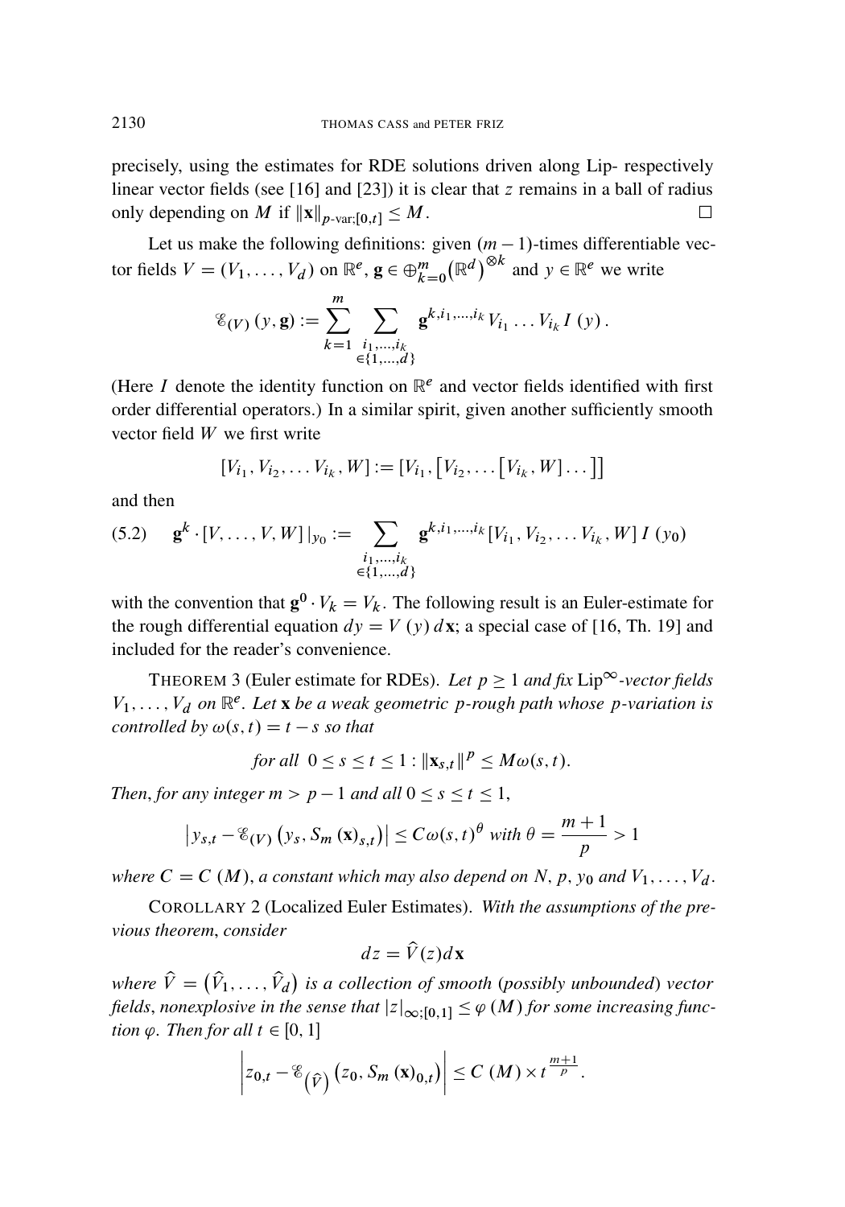precisely, using the estimates for RDE solutions driven along Lip- respectively linear vector fields (see [16] and [23]) it is clear that $z$ remains in a ball of radius only depending on $M$ if $\|\mathbf{x}\|_{p\text{-var};[0,t]} \leq M$. $\square$

Let us make the following definitions: given $(m-1)$-times differentiable vector fields $V = (V_1, \ldots, V_d)$ on $\mathbb{R}^e$, $\mathbf{g} \in \oplus_{k=0}^m (\mathbb{R}^d)^{\otimes k}$ and $y \in \mathbb{R}^e$ we write

$$\mathcal{E}_{(V)}(y, \mathbf{g}) := \sum_{k=1}^{m} \sum_{\substack{i_1,\ldots,i_k \\ \in\{1,\ldots,d\}}} \mathbf{g}^{k,i_1,\ldots,i_k} V_{i_1} \ldots V_{i_k} I(y).$$

(Here $I$ denote the identity function on $\mathbb{R}^e$ and vector fields identified with first order differential operators.) In a similar spirit, given another sufficiently smooth vector field $W$ we first write

$$[V_{i_1}, V_{i_2}, \ldots V_{i_k}, W] := [V_{i_1}, [V_{i_2}, \ldots [V_{i_k}, W] \ldots]]$$

and then

$$\mathbf{g}^k \cdot [V, \ldots, V, W]|_{y_0} := \sum_{\substack{i_1,\ldots,i_k \\ \in\{1,\ldots,d\}}} \mathbf{g}^{k,i_1,\ldots,i_k} [V_{i_1}, V_{i_2}, \ldots V_{i_k}, W] I(y_0) \tag{5.2}$$

with the convention that $\mathbf{g}^0 \cdot V_k = V_k$. The following result is an Euler-estimate for the rough differential equation $dy = V(y)\, d\mathbf{x}$; a special case of [16, Th. 19] and included for the reader's convenience.

THEOREM 3 (Euler estimate for RDEs). *Let $p \geq 1$ and fix $\text{Lip}^\infty$-vector fields $V_1, \ldots, V_d$ on $\mathbb{R}^e$. Let $\mathbf{x}$ be a weak geometric $p$-rough path whose $p$-variation is controlled by $\omega(s,t) = t - s$ so that*

$$\textit{for all } 0 \leq s \leq t \leq 1 : \|\mathbf{x}_{s,t}\|^p \leq M\omega(s,t).$$

*Then, for any integer $m > p - 1$ and all $0 \leq s \leq t \leq 1$,*

$$\left|y_{s,t} - \mathcal{E}_{(V)}\left(y_s, S_m(\mathbf{x})_{s,t}\right)\right| \leq C\omega(s,t)^\theta \textit{ with } \theta = \frac{m+1}{p} > 1$$

*where $C = C(M)$, a constant which may also depend on $N$, $p$, $y_0$ and $V_1, \ldots, V_d$.*

COROLLARY 2 (Localized Euler Estimates). *With the assumptions of the previous theorem, consider*

$$dz = \hat{V}(z) d\mathbf{x}$$

*where $\hat{V} = (\hat{V}_1, \ldots, \hat{V}_d)$ is a collection of smooth (possibly unbounded) vector fields, nonexplosive in the sense that $|z|_{\infty;[0,1]} \leq \varphi(M)$ for some increasing function $\varphi$. Then for all $t \in [0,1]$*

$$\left|z_{0,t} - \mathcal{E}_{(\hat{V})}\left(z_0, S_m(\mathbf{x})_{0,t}\right)\right| \leq C(M) \times t^{\frac{m+1}{p}}.$$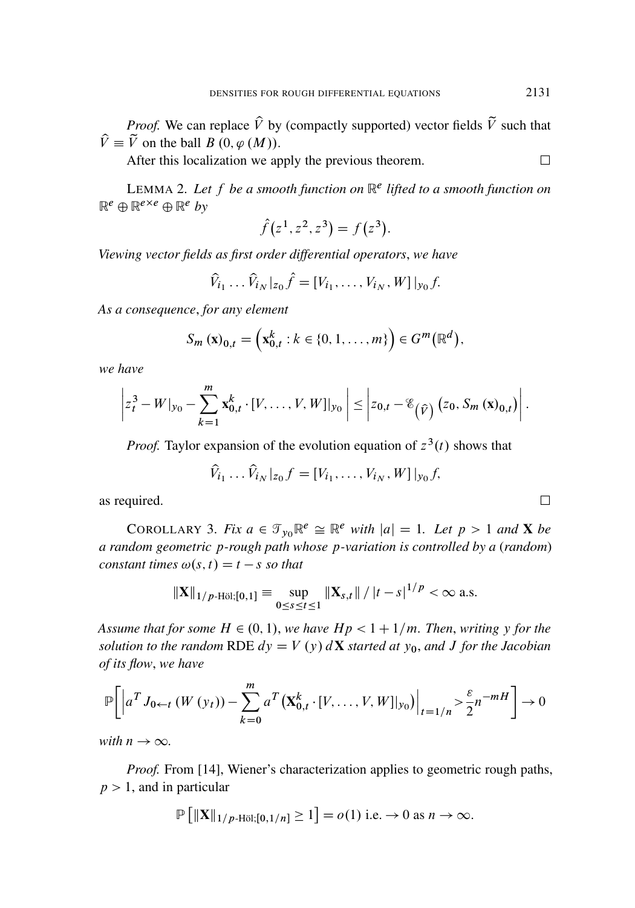*Proof.* We can replace $\widehat{V}$ by (compactly supported) vector fields $\widetilde{V}$ such that $\widehat{V} \equiv \widetilde{V}$ on the ball $B(0, \varphi(M))$.

After this localization we apply the previous theorem. $\square$

LEMMA 2. *Let $f$ be a smooth function on $\mathbb{R}^e$ lifted to a smooth function on $\mathbb{R}^e \oplus \mathbb{R}^{e\times e} \oplus \mathbb{R}^e$ by*

$$\hat{f}(z^1, z^2, z^3) = f(z^3).$$

*Viewing vector fields as first order differential operators, we have*

$$\widehat{V}_{i_1} \dots \widehat{V}_{i_N}|_{z_0} \hat{f} = [V_{i_1}, \dots, V_{i_N}, W]|_{y_0} f.$$

*As a consequence, for any element*

$$S_m(\mathbf{x})_{0,t} = \left(\mathbf{x}^k_{0,t} : k \in \{0, 1, \dots, m\}\right) \in G^m(\mathbb{R}^d),$$

*we have*

$$\left| z^3_t - W|_{y_0} - \sum_{k=1}^{m} \mathbf{x}^k_{0,t} \cdot [V, \dots, V, W]|_{y_0} \right| \le \left| z_{0,t} - \mathcal{E}_{(\widehat{V})}\left(z_0, S_m(\mathbf{x})_{0,t}\right) \right|.$$

*Proof.* Taylor expansion of the evolution equation of $z^3(t)$ shows that

$$\widehat{V}_{i_1} \dots \widehat{V}_{i_N}|_{z_0} f = [V_{i_1}, \dots, V_{i_N}, W]|_{y_0} f,$$

as required. $\square$

COROLLARY 3. *Fix $a \in \mathcal{T}_{y_0}\mathbb{R}^e \cong \mathbb{R}^e$ with $|a| = 1$. Let $p > 1$ and $\mathbf{X}$ be a random geometric $p$-rough path whose $p$-variation is controlled by a (random) constant times $\omega(s,t) = t - s$ so that*

$$\|\mathbf{X}\|_{1/p\text{-Höl};[0,1]} \equiv \sup_{0 \le s \le t \le 1} \|\mathbf{X}_{s,t}\| / |t-s|^{1/p} < \infty \text{ a.s.}$$

*Assume that for some $H \in (0,1)$, we have $Hp < 1 + 1/m$. Then, writing $y$ for the solution to the random* RDE *$dy = V(y)\, d\mathbf{X}$ started at $y_0$, and $J$ for the Jacobian of its flow, we have*

$$\mathbb{P}\left[ \left| a^T J_{0\leftarrow t}(W(y_t)) - \sum_{k=0}^{m} a^T \left(\mathbf{X}^k_{0,t} \cdot [V, \dots, V, W]|_{y_0}\right)\right|_{t=1/n} > \frac{\varepsilon}{2} n^{-mH} \right] \to 0$$

*with $n \to \infty$.*

*Proof.* From [14], Wiener's characterization applies to geometric rough paths, $p > 1$, and in particular

$$\mathbb{P}\left[\|\mathbf{X}\|_{1/p\text{-Höl};[0,1/n]} \ge 1\right] = o(1) \text{ i.e.} \to 0 \text{ as } n \to \infty.$$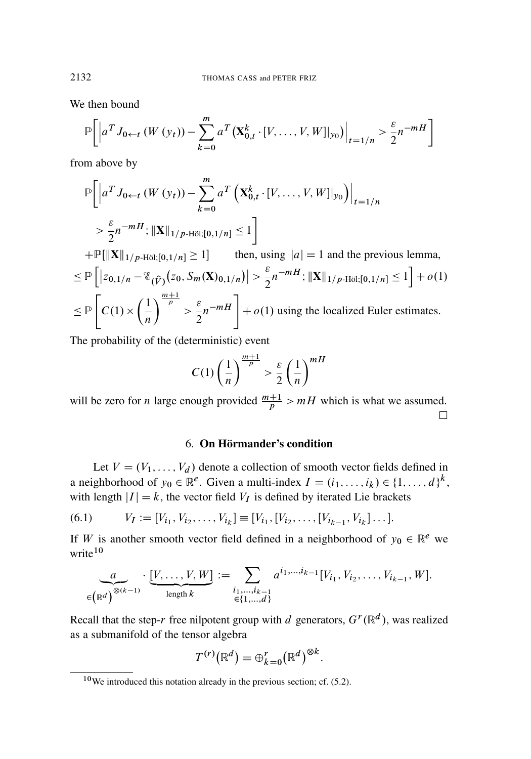We then bound

$$\mathbb{P}\left[\left|a^T J_{0\leftarrow t}\left(W\left(y_t\right)\right)-\sum_{k=0}^{m} a^T\left(\mathbf{X}_{0,t}^k\cdot[V,\ldots,V,W]|_{y_0}\right)\right|_{t=1/n}>\frac{\varepsilon}{2}n^{-mH}\right]$$

from above by

$$\begin{aligned}
&\mathbb{P}\Bigg[\left|a^T J_{0\leftarrow t}\left(W\left(y_t\right)\right)-\sum_{k=0}^{m} a^T\left(\mathbf{X}_{0,t}^k\cdot[V,\ldots,V,W]|_{y_0}\right)\right|_{t=1/n} \\
&\qquad >\frac{\varepsilon}{2}n^{-mH};\|\mathbf{X}\|_{1/p\text{-Höl};[0,1/n]}\leq 1\Bigg] \\
&+\mathbb{P}[\|\mathbf{X}\|_{1/p\text{-Höl};[0,1/n]}\geq 1] \qquad \text{then, using } |a|=1 \text{ and the previous lemma,} \\
&\leq \mathbb{P}\left[\left|z_{0,1/n}-\mathcal{E}_{(\hat{V})}\left(z_0,S_m(\mathbf{X})_{0,1/n}\right)\right|>\frac{\varepsilon}{2}n^{-mH};\|\mathbf{X}\|_{1/p\text{-Höl};[0,1/n]}\leq 1\right]+o(1) \\
&\leq \mathbb{P}\left[C(1)\times\left(\frac{1}{n}\right)^{\frac{m+1}{p}}>\frac{\varepsilon}{2}n^{-mH}\right]+o(1) \text{ using the localized Euler estimates.}
\end{aligned}$$

The probability of the (deterministic) event

$$C(1)\left(\frac{1}{n}\right)^{\frac{m+1}{p}}>\frac{\varepsilon}{2}\left(\frac{1}{n}\right)^{mH}$$

will be zero for $n$ large enough provided $\frac{m+1}{p}>mH$ which is what we assumed. □

## 6. On Hörmander's condition

Let $V=(V_1,\ldots,V_d)$ denote a collection of smooth vector fields defined in a neighborhood of $y_0\in\mathbb{R}^e$. Given a multi-index $I=(i_1,\ldots,i_k)\in\{1,\ldots,d\}^k$, with length $|I|=k$, the vector field $V_I$ is defined by iterated Lie brackets

$$V_I:=[V_{i_1},V_{i_2},\ldots,V_{i_k}]\equiv[V_{i_1},[V_{i_2},\ldots,[V_{i_{k-1}},V_{i_k}]\ldots]. \tag{6.1}$$

If $W$ is another smooth vector field defined in a neighborhood of $y_0\in\mathbb{R}^e$ we write[10]

$$\underbrace{a}_{\in\left(\mathbb{R}^d\right)^{\otimes(k-1)}}\cdot\underbrace{[V,\ldots,V,W]}_{\text{length } k}:=\sum_{\substack{i_1,\ldots,i_{k-1}\\ \in\{1,\ldots,d\}}}a^{i_1,\ldots,i_{k-1}}[V_{i_1},V_{i_2},\ldots,V_{i_{k-1}},W].$$

Recall that the step-$r$ free nilpotent group with $d$ generators, $G^r(\mathbb{R}^d)$, was realized as a submanifold of the tensor algebra

$$T^{(r)}\left(\mathbb{R}^d\right)\equiv\oplus_{k=0}^r\left(\mathbb{R}^d\right)^{\otimes k}.$$

[10] We introduced this notation already in the previous section; cf. (5.2).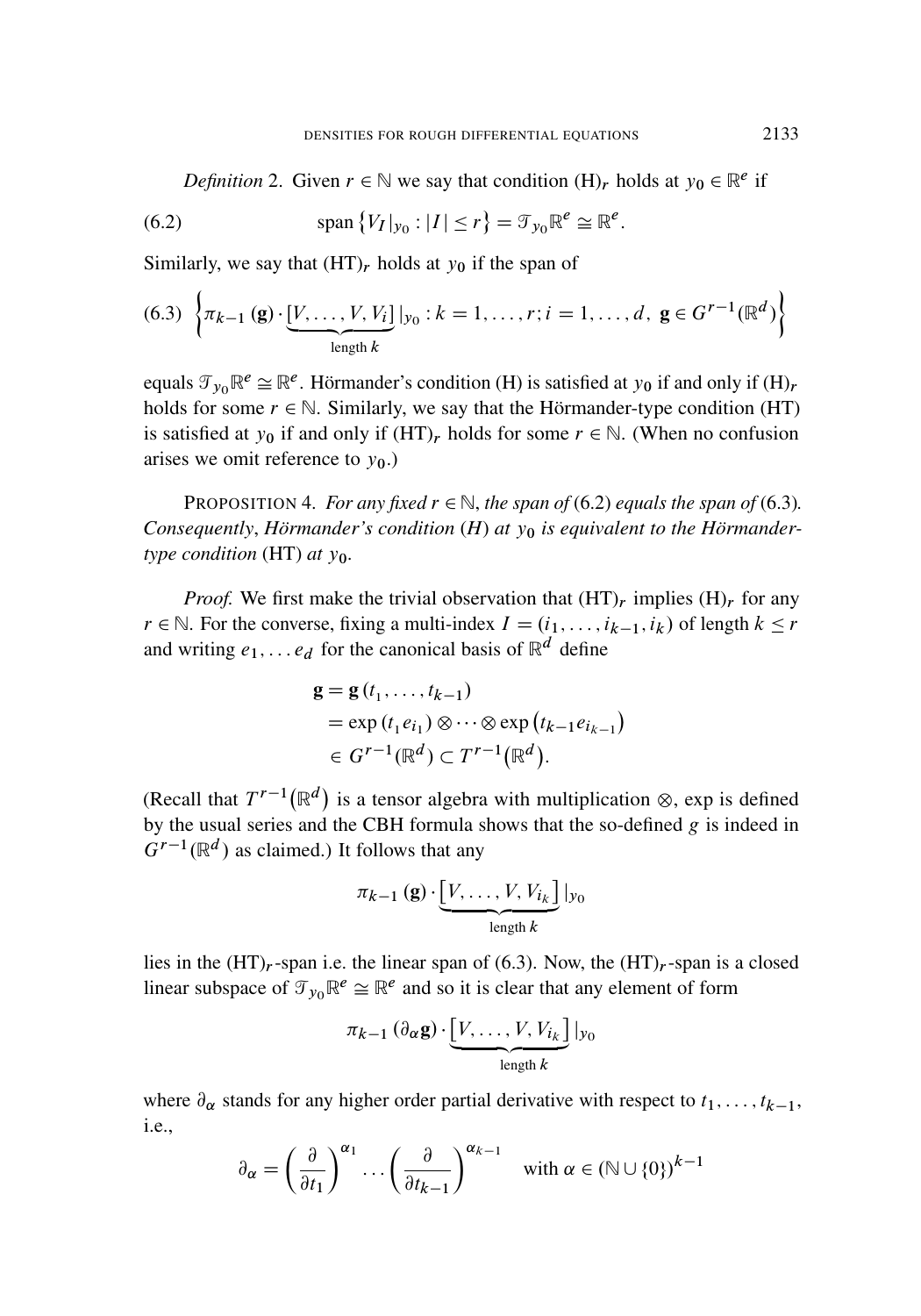*Definition* 2. Given $r \in \mathbb{N}$ we say that condition $(\mathrm{H})_r$ holds at $y_0 \in \mathbb{R}^e$ if

$$\operatorname{span}\left\{V_I|_{y_0} : |I| \leq r\right\} = \mathcal{T}_{y_0}\mathbb{R}^e \cong \mathbb{R}^e. \tag{6.2}$$

Similarly, we say that $(\mathrm{HT})_r$ holds at $y_0$ if the span of

$$\left\{\pi_{k-1}(\mathbf{g}) \cdot \underbrace{[V, \ldots, V, V_i]}_{\text{length } k}|_{y_0} : k = 1, \ldots, r; i = 1, \ldots, d,\ \mathbf{g} \in G^{r-1}(\mathbb{R}^d)\right\} \tag{6.3}$$

equals $\mathcal{T}_{y_0}\mathbb{R}^e \cong \mathbb{R}^e$. Hörmander's condition (H) is satisfied at $y_0$ if and only if $(\mathrm{H})_r$ holds for some $r \in \mathbb{N}$. Similarly, we say that the Hörmander-type condition (HT) is satisfied at $y_0$ if and only if $(\mathrm{HT})_r$ holds for some $r \in \mathbb{N}$. (When no confusion arises we omit reference to $y_0$.)

PROPOSITION 4. *For any fixed $r \in \mathbb{N}$, the span of* (6.2) *equals the span of* (6.3). *Consequently, Hörmander's condition* (*H*) *at $y_0$ is equivalent to the Hörmander-type condition* (HT) *at $y_0$.*

*Proof.* We first make the trivial observation that $(\mathrm{HT})_r$ implies $(\mathrm{H})_r$ for any $r \in \mathbb{N}$. For the converse, fixing a multi-index $I = (i_1, \ldots, i_{k-1}, i_k)$ of length $k \leq r$ and writing $e_1, \ldots e_d$ for the canonical basis of $\mathbb{R}^d$ define

$$\begin{aligned}
\mathbf{g} &= \mathbf{g}(t_1, \ldots, t_{k-1}) \\
&= \exp(t_1 e_{i_1}) \otimes \cdots \otimes \exp(t_{k-1} e_{i_{k-1}}) \\
&\in G^{r-1}(\mathbb{R}^d) \subset T^{r-1}(\mathbb{R}^d).
\end{aligned}$$

(Recall that $T^{r-1}(\mathbb{R}^d)$ is a tensor algebra with multiplication $\otimes$, exp is defined by the usual series and the CBH formula shows that the so-defined $g$ is indeed in $G^{r-1}(\mathbb{R}^d)$ as claimed.) It follows that any

$$\pi_{k-1}(\mathbf{g}) \cdot \underbrace{\left[V, \ldots, V, V_{i_k}\right]}_{\text{length } k}|_{y_0}$$

lies in the $(\mathrm{HT})_r$-span i.e. the linear span of (6.3). Now, the $(\mathrm{HT})_r$-span is a closed linear subspace of $\mathcal{T}_{y_0}\mathbb{R}^e \cong \mathbb{R}^e$ and so it is clear that any element of form

$$\pi_{k-1}(\partial_\alpha \mathbf{g}) \cdot \underbrace{\left[V, \ldots, V, V_{i_k}\right]}_{\text{length } k}|_{y_0}$$

where $\partial_\alpha$ stands for any higher order partial derivative with respect to $t_1, \ldots, t_{k-1}$, i.e.,

$$\partial_\alpha = \left(\frac{\partial}{\partial t_1}\right)^{\alpha_1} \cdots \left(\frac{\partial}{\partial t_{k-1}}\right)^{\alpha_{k-1}} \quad \text{with } \alpha \in (\mathbb{N} \cup \{0\})^{k-1}$$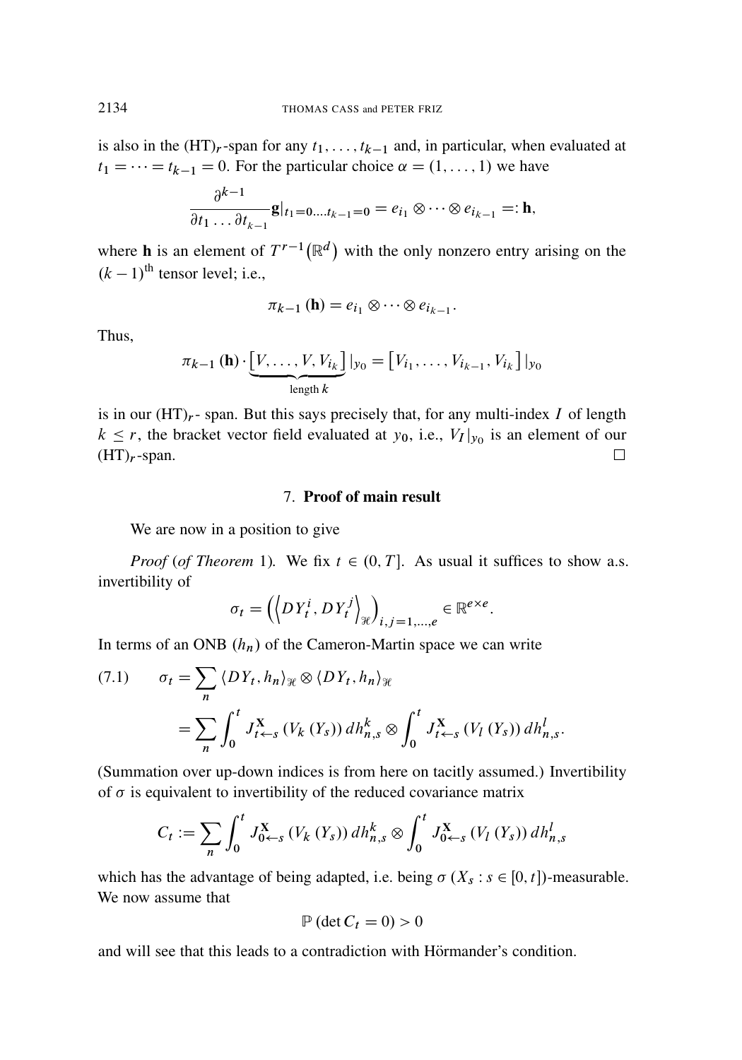is also in the $(\mathrm{HT})_r$-span for any $t_1, \ldots, t_{k-1}$ and, in particular, when evaluated at $t_1 = \cdots = t_{k-1} = 0$. For the particular choice $\alpha = (1, \ldots, 1)$ we have

$$\frac{\partial^{k-1}}{\partial t_1 \ldots \partial t_{k-1}} \mathbf{g}|_{t_1=0,\ldots,t_{k-1}=0} = e_{i_1} \otimes \cdots \otimes e_{i_{k-1}} =: \mathbf{h},$$

where $\mathbf{h}$ is an element of $T^{r-1}(\mathbb{R}^d)$ with the only nonzero entry arising on the $(k-1)^{\text{th}}$ tensor level; i.e.,

$$\pi_{k-1}(\mathbf{h}) = e_{i_1} \otimes \cdots \otimes e_{i_{k-1}}.$$

Thus,

$$\pi_{k-1}(\mathbf{h}) \cdot \underbrace{[V, \ldots, V, V_{i_k}]}_{\text{length } k} |_{y_0} = [V_{i_1}, \ldots, V_{i_{k-1}}, V_{i_k}] |_{y_0}$$

is in our $(\mathrm{HT})_r$- span. But this says precisely that, for any multi-index $I$ of length $k \le r$, the bracket vector field evaluated at $y_0$, i.e., $V_I|_{y_0}$ is an element of our $(\mathrm{HT})_r$-span. □

## 7. Proof of main result

We are now in a position to give

*Proof* (*of Theorem* 1). We fix $t \in (0, T]$. As usual it suffices to show a.s. invertibility of

$$\sigma_t = \left( \left\langle DY_t^i, DY_t^j \right\rangle_{\mathcal{H}} \right)_{i,j=1,\ldots,e} \in \mathbb{R}^{e \times e}.$$

In terms of an ONB $(h_n)$ of the Cameron-Martin space we can write

$$\begin{aligned} \sigma_t &= \sum_n \langle DY_t, h_n \rangle_{\mathcal{H}} \otimes \langle DY_t, h_n \rangle_{\mathcal{H}} \\ &= \sum_n \int_0^t J_{t \leftarrow s}^{\mathbf{X}} (V_k(Y_s))\, dh_{n,s}^k \otimes \int_0^t J_{t \leftarrow s}^{\mathbf{X}} (V_l(Y_s))\, dh_{n,s}^l. \end{aligned} \tag{7.1}$$

(Summation over up-down indices is from here on tacitly assumed.) Invertibility of $\sigma$ is equivalent to invertibility of the reduced covariance matrix

$$C_t := \sum_n \int_0^t J_{0 \leftarrow s}^{\mathbf{X}} (V_k(Y_s))\, dh_{n,s}^k \otimes \int_0^t J_{0 \leftarrow s}^{\mathbf{X}} (V_l(Y_s))\, dh_{n,s}^l$$

which has the advantage of being adapted, i.e. being $\sigma(X_s : s \in [0, t])$-measurable. We now assume that

$$\mathbb{P}(\det C_t = 0) > 0$$

and will see that this leads to a contradiction with Hörmander's condition.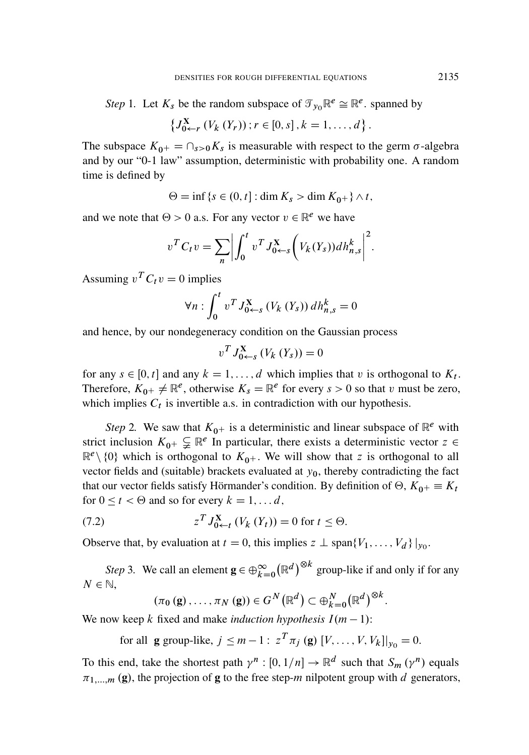*Step* 1. Let $K_s$ be the random subspace of $\mathcal{T}_{y_0}\mathbb{R}^e \cong \mathbb{R}^e$. spanned by

$$\left\{J^{\mathbf{X}}_{0\leftarrow r}\left(V_k\left(Y_r\right)\right); r \in [0,s], k = 1,\ldots,d\right\}.$$

The subspace $K_{0+} = \cap_{s>0} K_s$ is measurable with respect to the germ $\sigma$-algebra and by our "0-1 law" assumption, deterministic with probability one. A random time is defined by

$$\Theta = \inf\{s \in (0,t] : \dim K_s > \dim K_{0+}\} \wedge t,$$

and we note that $\Theta > 0$ a.s. For any vector $v \in \mathbb{R}^e$ we have

$$v^T C_t v = \sum_n \left|\int_0^t v^T J^{\mathbf{X}}_{0\leftarrow s}\Big(V_k(Y_s)) dh^k_{n,s}\right|^2.$$

Assuming $v^T C_t v = 0$ implies

$$\forall n : \int_0^t v^T J^{\mathbf{X}}_{0\leftarrow s}\left(V_k\left(Y_s\right)\right) dh^k_{n,s} = 0$$

and hence, by our nondegeneracy condition on the Gaussian process

$$v^T J^{\mathbf{X}}_{0\leftarrow s}\left(V_k\left(Y_s\right)\right) = 0$$

for any $s \in [0,t]$ and any $k = 1,\ldots,d$ which implies that $v$ is orthogonal to $K_t$. Therefore, $K_{0+} \neq \mathbb{R}^e$, otherwise $K_s = \mathbb{R}^e$ for every $s > 0$ so that $v$ must be zero, which implies $C_t$ is invertible a.s. in contradiction with our hypothesis.

*Step* 2. We saw that $K_{0+}$ is a deterministic and linear subspace of $\mathbb{R}^e$ with strict inclusion $K_{0+} \subsetneqq \mathbb{R}^e$ In particular, there exists a deterministic vector $z \in \mathbb{R}^e \setminus \{0\}$ which is orthogonal to $K_{0+}$. We will show that $z$ is orthogonal to all vector fields and (suitable) brackets evaluated at $y_0$, thereby contradicting the fact that our vector fields satisfy Hörmander's condition. By definition of $\Theta$, $K_{0+} \equiv K_t$ for $0 \le t < \Theta$ and so for every $k = 1,\ldots d$,

$$z^T J^{\mathbf{X}}_{0\leftarrow t}\left(V_k\left(Y_t\right)\right) = 0 \text{ for } t \le \Theta. \tag{7.2}$$

Observe that, by evaluation at $t = 0$, this implies $z \perp \operatorname{span}\{V_1,\ldots,V_d\}|_{y_0}$.

*Step* 3. We call an element $\mathbf{g} \in \oplus_{k=0}^\infty \left(\mathbb{R}^d\right)^{\otimes k}$ group-like if and only if for any $N \in \mathbb{N}$,

$$\left(\pi_0\left(\mathbf{g}\right),\ldots,\pi_N\left(\mathbf{g}\right)\right) \in G^N\left(\mathbb{R}^d\right) \subset \oplus_{k=0}^N \left(\mathbb{R}^d\right)^{\otimes k}.$$

We now keep $k$ fixed and make *induction hypothesis* $I(m-1)$:

$$\text{for all } \mathbf{g} \text{ group-like, } j \le m-1 : z^T \pi_j\left(\mathbf{g}\right)\left[V,\ldots,V,V_k\right]|_{y_0} = 0.$$

To this end, take the shortest path $\gamma^n : [0,1/n] \to \mathbb{R}^d$ such that $S_m\left(\gamma^n\right)$ equals $\pi_{1,\ldots,m}\left(\mathbf{g}\right)$, the projection of $\mathbf{g}$ to the free step-$m$ nilpotent group with $d$ generators,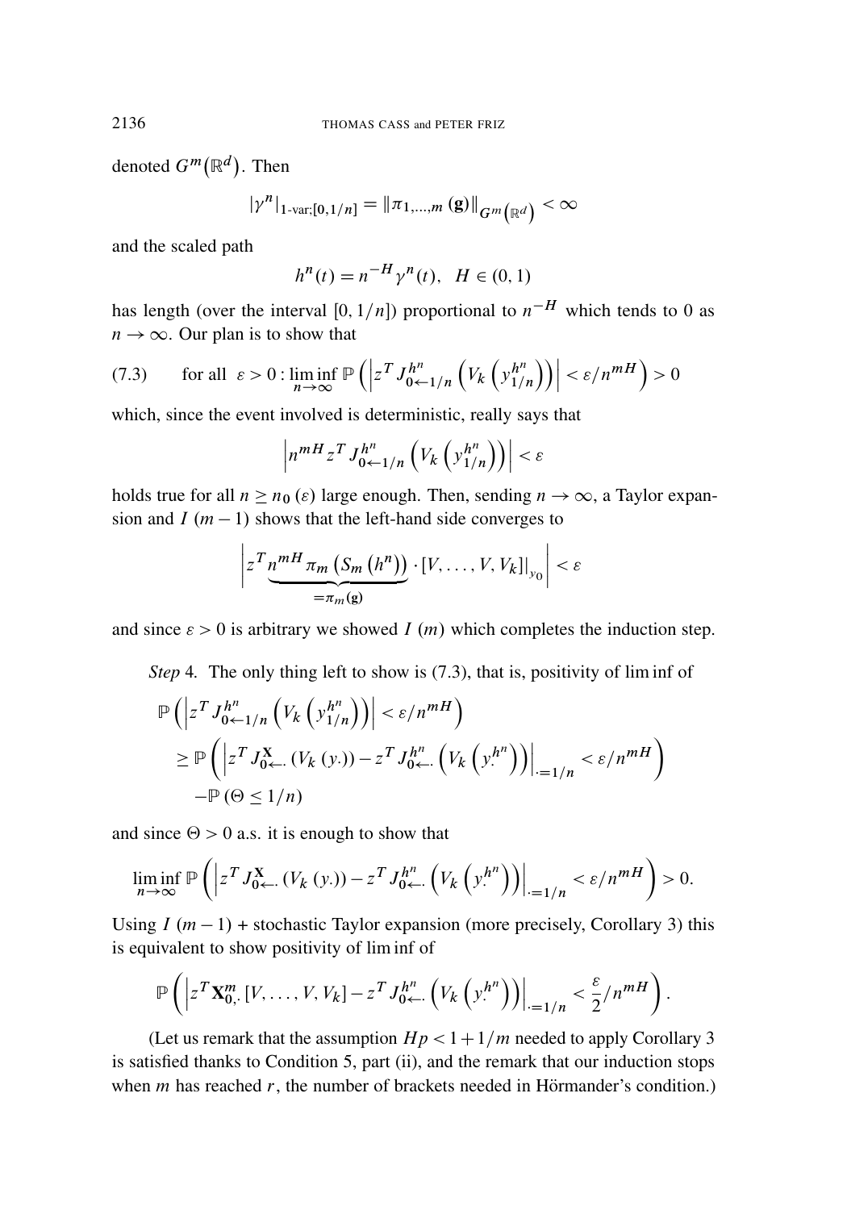denoted $G^m(\mathbb{R}^d)$. Then

$$|\gamma^n|_{1\text{-var};[0,1/n]} = \|\pi_{1,\dots,m}(\mathbf{g})\|_{G^m(\mathbb{R}^d)} < \infty$$

and the scaled path

$$h^n(t) = n^{-H}\gamma^n(t), \quad H \in (0,1)$$

has length (over the interval $[0, 1/n]$) proportional to $n^{-H}$ which tends to 0 as $n \to \infty$. Our plan is to show that

$$\text{for all } \varepsilon > 0 : \liminf_{n\to\infty} \mathbb{P}\left(\left|z^T J^{h^n}_{0\leftarrow 1/n}\left(V_k\left(y^{h^n}_{1/n}\right)\right)\right| < \varepsilon/n^{mH}\right) > 0 \tag{7.3}$$

which, since the event involved is deterministic, really says that

$$\left|n^{mH} z^T J^{h^n}_{0\leftarrow 1/n}\left(V_k\left(y^{h^n}_{1/n}\right)\right)\right| < \varepsilon$$

holds true for all $n \geq n_0(\varepsilon)$ large enough. Then, sending $n \to \infty$, a Taylor expansion and $I(m-1)$ shows that the left-hand side converges to

$$\left| z^T \underbrace{n^{mH}\pi_m\left(S_m\left(h^n\right)\right)}_{=\pi_m(\mathbf{g})} \cdot [V,\dots,V,V_k]\big|_{y_0}\right| < \varepsilon$$

and since $\varepsilon > 0$ is arbitrary we showed $I(m)$ which completes the induction step.

*Step* 4. The only thing left to show is (7.3), that is, positivity of lim inf of

$$\begin{aligned}
&\mathbb{P}\left(\left|z^T J^{h^n}_{0\leftarrow 1/n}\left(V_k\left(y^{h^n}_{1/n}\right)\right)\right| < \varepsilon/n^{mH}\right)\\
&\geq \mathbb{P}\left(\left|z^T J^{\mathbf{X}}_{0\leftarrow\cdot}\left(V_k\left(y_\cdot\right)\right) - z^T J^{h^n}_{0\leftarrow\cdot}\left(V_k\left(y^{h^n}_\cdot\right)\right)\right|_{\cdot=1/n} < \varepsilon/n^{mH}\right)\\
&\quad - \mathbb{P}\left(\Theta \leq 1/n\right)
\end{aligned}$$

and since $\Theta > 0$ a.s. it is enough to show that

$$\liminf_{n\to\infty}\mathbb{P}\left(\left|z^T J^{\mathbf{X}}_{0\leftarrow\cdot}\left(V_k\left(y_\cdot\right)\right) - z^T J^{h^n}_{0\leftarrow\cdot}\left(V_k\left(y^{h^n}_\cdot\right)\right)\right|_{\cdot=1/n} < \varepsilon/n^{mH}\right) > 0.$$

Using $I(m-1)$ + stochastic Taylor expansion (more precisely, Corollary 3) this is equivalent to show positivity of lim inf of

$$\mathbb{P}\left(\left|z^T \mathbf{X}^m_{0,\cdot}[V,\dots,V,V_k] - z^T J^{h^n}_{0\leftarrow\cdot}\left(V_k\left(y^{h^n}_\cdot\right)\right)\right|_{\cdot=1/n} < \frac{\varepsilon}{2}/n^{mH}\right).$$

(Let us remark that the assumption $Hp < 1 + 1/m$ needed to apply Corollary 3 is satisfied thanks to Condition 5, part (ii), and the remark that our induction stops when $m$ has reached $r$, the number of brackets needed in Hörmander's condition.)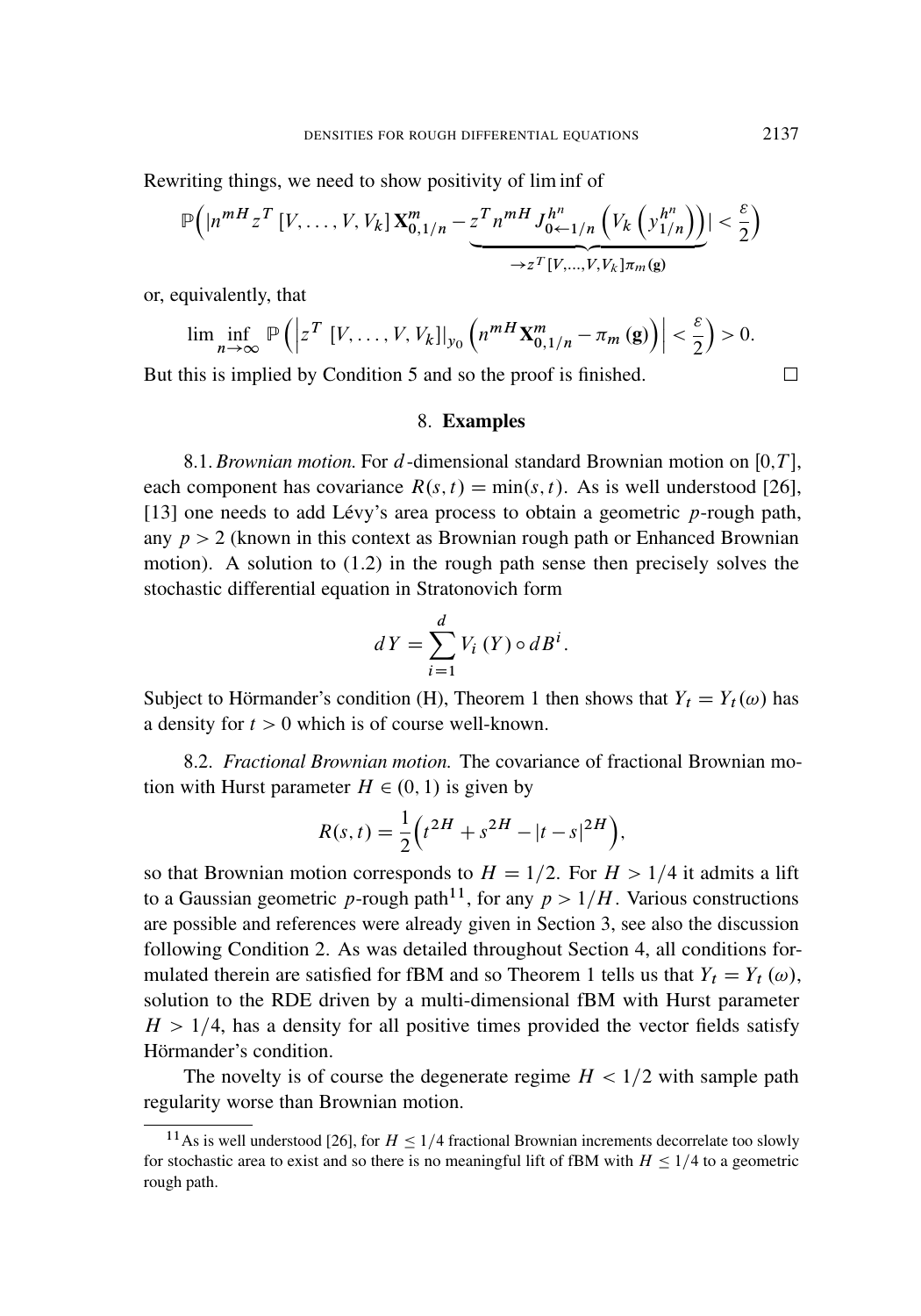Rewriting things, we need to show positivity of lim inf of

$$\mathbb{P}\Big(|n^{mH} z^T\,[V,\ldots,V,V_k]\,\mathbf{X}^m_{0,1/n} - \underbrace{z^T n^{mH} J^{h^n}_{0\leftarrow 1/n}\Big(V_k\Big(y^{h^n}_{1/n}\Big)\Big)}_{\to z^T[V,\ldots,V,V_k]\pi_m(\mathbf{g})}| < \frac{\varepsilon}{2}\Big)$$

or, equivalently, that

$$\liminf_{n\to\infty} \mathbb{P}\left(\left|z^T\,[V,\ldots,V,V_k]|_{y_0}\left(n^{mH}\mathbf{X}^m_{0,1/n} - \pi_m(\mathbf{g})\right)\right| < \frac{\varepsilon}{2}\right) > 0.$$

But this is implied by Condition 5 and so the proof is finished. □

## 8. **Examples**

8.1. *Brownian motion.* For $d$-dimensional standard Brownian motion on $[0,T]$, each component has covariance $R(s,t) = \min(s,t)$. As is well understood [26], [13] one needs to add Lévy's area process to obtain a geometric $p$-rough path, any $p > 2$ (known in this context as Brownian rough path or Enhanced Brownian motion). A solution to (1.2) in the rough path sense then precisely solves the stochastic differential equation in Stratonovich form

$$dY = \sum_{i=1}^{d} V_i\,(Y) \circ dB^i.$$

Subject to Hörmander's condition (H), Theorem 1 then shows that $Y_t = Y_t(\omega)$ has a density for $t > 0$ which is of course well-known.

8.2. *Fractional Brownian motion.* The covariance of fractional Brownian motion with Hurst parameter $H \in (0,1)$ is given by

$$R(s,t) = \frac{1}{2}\Big(t^{2H} + s^{2H} - |t-s|^{2H}\Big),$$

so that Brownian motion corresponds to $H = 1/2$. For $H > 1/4$ it admits a lift to a Gaussian geometric $p$-rough path[11], for any $p > 1/H$. Various constructions are possible and references were already given in Section 3, see also the discussion following Condition 2. As was detailed throughout Section 4, all conditions formulated therein are satisfied for fBM and so Theorem 1 tells us that $Y_t = Y_t\,(\omega)$, solution to the RDE driven by a multi-dimensional fBM with Hurst parameter $H > 1/4$, has a density for all positive times provided the vector fields satisfy Hörmander's condition.

The novelty is of course the degenerate regime $H < 1/2$ with sample path regularity worse than Brownian motion.

[11] As is well understood [26], for $H \le 1/4$ fractional Brownian increments decorrelate too slowly for stochastic area to exist and so there is no meaningful lift of fBM with $H \le 1/4$ to a geometric rough path.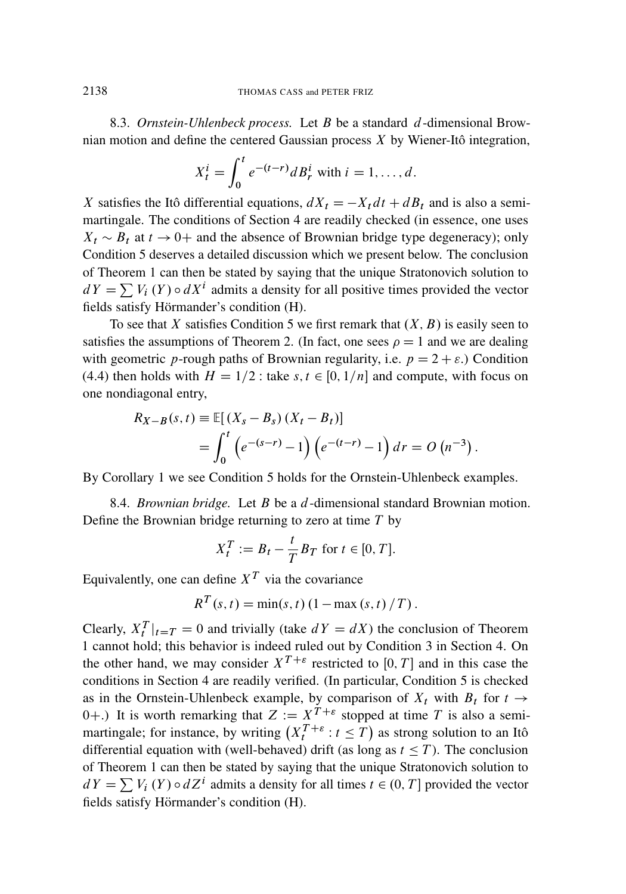8.3. *Ornstein-Uhlenbeck process.* Let $B$ be a standard $d$-dimensional Brownian motion and define the centered Gaussian process $X$ by Wiener-Itô integration,

$$X_t^i = \int_0^t e^{-(t-r)} dB_r^i \text{ with } i = 1, \ldots, d.$$

$X$ satisfies the Itô differential equations, $dX_t = -X_t dt + dB_t$ and is also a semi-martingale. The conditions of Section 4 are readily checked (in essence, one uses $X_t \sim B_t$ at $t \to 0+$ and the absence of Brownian bridge type degeneracy); only Condition 5 deserves a detailed discussion which we present below. The conclusion of Theorem 1 can then be stated by saying that the unique Stratonovich solution to $dY = \sum V_i(Y) \circ dX^i$ admits a density for all positive times provided the vector fields satisfy Hörmander's condition (H).

To see that $X$ satisfies Condition 5 we first remark that $(X, B)$ is easily seen to satisfies the assumptions of Theorem 2. (In fact, one sees $\rho = 1$ and we are dealing with geometric $p$-rough paths of Brownian regularity, i.e. $p = 2 + \varepsilon$.) Condition (4.4) then holds with $H = 1/2$ : take $s, t \in [0, 1/n]$ and compute, with focus on one nondiagonal entry,

$$\begin{aligned} R_{X-B}(s,t) &\equiv \mathbb{E}[(X_s - B_s)(X_t - B_t)] \\ &= \int_0^t \left(e^{-(s-r)} - 1\right)\left(e^{-(t-r)} - 1\right) dr = O\left(n^{-3}\right). \end{aligned}$$

By Corollary 1 we see Condition 5 holds for the Ornstein-Uhlenbeck examples.

8.4. *Brownian bridge.* Let $B$ be a $d$-dimensional standard Brownian motion. Define the Brownian bridge returning to zero at time $T$ by

$$X_t^T := B_t - \frac{t}{T} B_T \text{ for } t \in [0, T].$$

Equivalently, one can define $X^T$ via the covariance

$$R^T(s,t) = \min(s,t)\left(1 - \max(s,t)/T\right).$$

Clearly, $X_t^T|_{t=T} = 0$ and trivially (take $dY = dX$) the conclusion of Theorem 1 cannot hold; this behavior is indeed ruled out by Condition 3 in Section 4. On the other hand, we may consider $X^{T+\varepsilon}$ restricted to $[0, T]$ and in this case the conditions in Section 4 are readily verified. (In particular, Condition 5 is checked as in the Ornstein-Uhlenbeck example, by comparison of $X_t$ with $B_t$ for $t \to 0+$.) It is worth remarking that $Z := X^{T+\varepsilon}$ stopped at time $T$ is also a semi-martingale; for instance, by writing $\left(X_t^{T+\varepsilon} : t \le T\right)$ as strong solution to an Itô differential equation with (well-behaved) drift (as long as $t \le T$). The conclusion of Theorem 1 can then be stated by saying that the unique Stratonovich solution to $dY = \sum V_i(Y) \circ dZ^i$ admits a density for all times $t \in (0, T]$ provided the vector fields satisfy Hörmander's condition (H).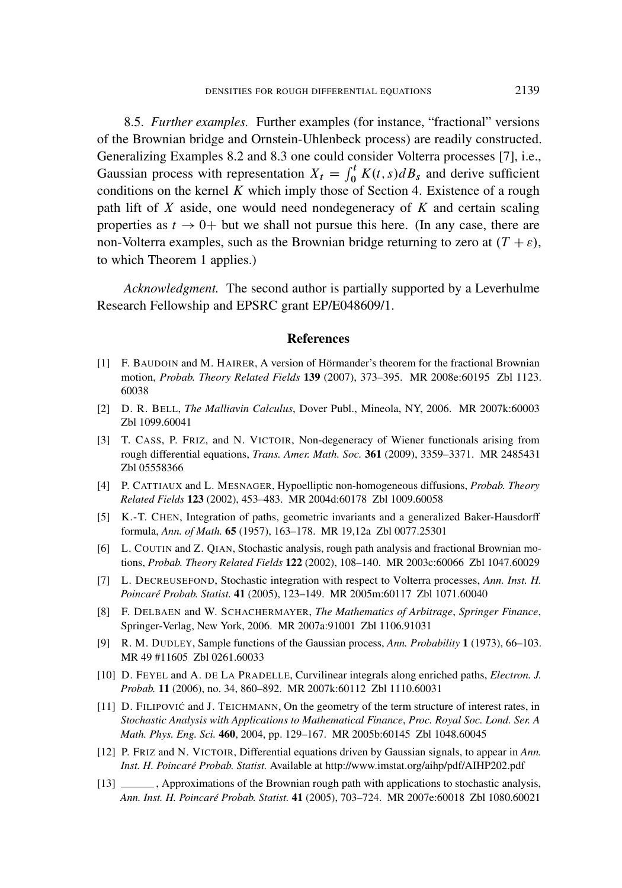8.5. *Further examples.* Further examples (for instance, "fractional" versions of the Brownian bridge and Ornstein-Uhlenbeck process) are readily constructed. Generalizing Examples 8.2 and 8.3 one could consider Volterra processes [7], i.e., Gaussian process with representation $X_t = \int_0^t K(t,s)dB_s$ and derive sufficient conditions on the kernel $K$ which imply those of Section 4. Existence of a rough path lift of $X$ aside, one would need nondegeneracy of $K$ and certain scaling properties as $t \to 0+$ but we shall not pursue this here. (In any case, there are non-Volterra examples, such as the Brownian bridge returning to zero at $(T+\varepsilon)$, to which Theorem 1 applies.)

*Acknowledgment.* The second author is partially supported by a Leverhulme Research Fellowship and EPSRC grant EP/E048609/1.

## References

[1] F. Baudoin and M. Hairer, A version of Hörmander's theorem for the fractional Brownian motion, *Probab. Theory Related Fields* **139** (2007), 373–395. MR 2008e:60195 Zbl 1123.60038

[2] D. R. Bell, *The Malliavin Calculus*, Dover Publ., Mineola, NY, 2006. MR 2007k:60003 Zbl 1099.60041

[3] T. Cass, P. Friz, and N. Victoir, Non-degeneracy of Wiener functionals arising from rough differential equations, *Trans. Amer. Math. Soc.* **361** (2009), 3359–3371. MR 2485431 Zbl 05558366

[4] P. Cattiaux and L. Mesnager, Hypoelliptic non-homogeneous diffusions, *Probab. Theory Related Fields* **123** (2002), 453–483. MR 2004d:60178 Zbl 1009.60058

[5] K.-T. Chen, Integration of paths, geometric invariants and a generalized Baker-Hausdorff formula, *Ann. of Math.* **65** (1957), 163–178. MR 19,12a Zbl 0077.25301

[6] L. Coutin and Z. Qian, Stochastic analysis, rough path analysis and fractional Brownian motions, *Probab. Theory Related Fields* **122** (2002), 108–140. MR 2003c:60066 Zbl 1047.60029

[7] L. Decreusefond, Stochastic integration with respect to Volterra processes, *Ann. Inst. H. Poincaré Probab. Statist.* **41** (2005), 123–149. MR 2005m:60117 Zbl 1071.60040

[8] F. Delbaen and W. Schachermayer, *The Mathematics of Arbitrage*, *Springer Finance*, Springer-Verlag, New York, 2006. MR 2007a:91001 Zbl 1106.91031

[9] R. M. Dudley, Sample functions of the Gaussian process, *Ann. Probability* **1** (1973), 66–103. MR 49 #11605 Zbl 0261.60033

[10] D. Feyel and A. de La Pradelle, Curvilinear integrals along enriched paths, *Electron. J. Probab.* **11** (2006), no. 34, 860–892. MR 2007k:60112 Zbl 1110.60031

[11] D. Filipović and J. Teichmann, On the geometry of the term structure of interest rates, in *Stochastic Analysis with Applications to Mathematical Finance*, *Proc. Royal Soc. Lond. Ser. A Math. Phys. Eng. Sci.* **460**, 2004, pp. 129–167. MR 2005b:60145 Zbl 1048.60045

[12] P. Friz and N. Victoir, Differential equations driven by Gaussian signals, to appear in *Ann. Inst. H. Poincaré Probab. Statist.* Available at http://www.imstat.org/aihp/pdf/AIHP202.pdf

[13] ———, Approximations of the Brownian rough path with applications to stochastic analysis, *Ann. Inst. H. Poincaré Probab. Statist.* **41** (2005), 703–724. MR 2007e:60018 Zbl 1080.60021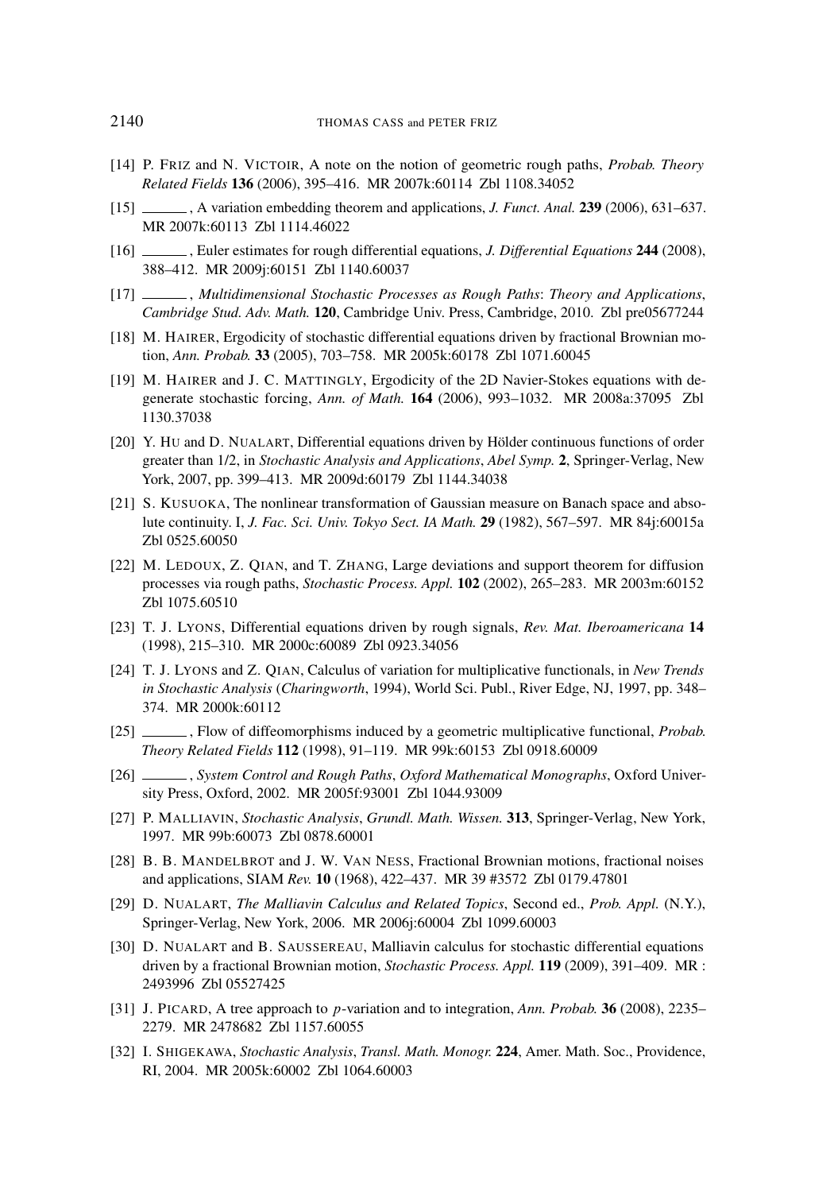[14] P. Friz and N. Victoir, A note on the notion of geometric rough paths, *Probab. Theory Related Fields* **136** (2006), 395–416. MR 2007k:60114 Zbl 1108.34052

[15] ———, A variation embedding theorem and applications, *J. Funct. Anal.* **239** (2006), 631–637. MR 2007k:60113 Zbl 1114.46022

[16] ———, Euler estimates for rough differential equations, *J. Differential Equations* **244** (2008), 388–412. MR 2009j:60151 Zbl 1140.60037

[17] ———, *Multidimensional Stochastic Processes as Rough Paths*: *Theory and Applications*, *Cambridge Stud. Adv. Math.* **120**, Cambridge Univ. Press, Cambridge, 2010. Zbl pre05677244

[18] M. Hairer, Ergodicity of stochastic differential equations driven by fractional Brownian motion, *Ann. Probab.* **33** (2005), 703–758. MR 2005k:60178 Zbl 1071.60045

[19] M. Hairer and J. C. Mattingly, Ergodicity of the 2D Navier-Stokes equations with degenerate stochastic forcing, *Ann. of Math.* **164** (2006), 993–1032. MR 2008a:37095 Zbl 1130.37038

[20] Y. Hu and D. Nualart, Differential equations driven by Hölder continuous functions of order greater than 1/2, in *Stochastic Analysis and Applications*, *Abel Symp.* **2**, Springer-Verlag, New York, 2007, pp. 399–413. MR 2009d:60179 Zbl 1144.34038

[21] S. Kusuoka, The nonlinear transformation of Gaussian measure on Banach space and absolute continuity. I, *J. Fac. Sci. Univ. Tokyo Sect. IA Math.* **29** (1982), 567–597. MR 84j:60015a Zbl 0525.60050

[22] M. Ledoux, Z. Qian, and T. Zhang, Large deviations and support theorem for diffusion processes via rough paths, *Stochastic Process. Appl.* **102** (2002), 265–283. MR 2003m:60152 Zbl 1075.60510

[23] T. J. Lyons, Differential equations driven by rough signals, *Rev. Mat. Iberoamericana* **14** (1998), 215–310. MR 2000c:60089 Zbl 0923.34056

[24] T. J. Lyons and Z. Qian, Calculus of variation for multiplicative functionals, in *New Trends in Stochastic Analysis* (*Charingworth*, 1994), World Sci. Publ., River Edge, NJ, 1997, pp. 348–374. MR 2000k:60112

[25] ———, Flow of diffeomorphisms induced by a geometric multiplicative functional, *Probab. Theory Related Fields* **112** (1998), 91–119. MR 99k:60153 Zbl 0918.60009

[26] ———, *System Control and Rough Paths*, *Oxford Mathematical Monographs*, Oxford University Press, Oxford, 2002. MR 2005f:93001 Zbl 1044.93009

[27] P. Malliavin, *Stochastic Analysis*, *Grundl. Math. Wissen.* **313**, Springer-Verlag, New York, 1997. MR 99b:60073 Zbl 0878.60001

[28] B. B. Mandelbrot and J. W. Van Ness, Fractional Brownian motions, fractional noises and applications, SIAM *Rev.* **10** (1968), 422–437. MR 39 #3572 Zbl 0179.47801

[29] D. Nualart, *The Malliavin Calculus and Related Topics*, Second ed., *Prob. Appl.* (N.Y.), Springer-Verlag, New York, 2006. MR 2006j:60004 Zbl 1099.60003

[30] D. Nualart and B. Saussereau, Malliavin calculus for stochastic differential equations driven by a fractional Brownian motion, *Stochastic Process. Appl.* **119** (2009), 391–409. MR : 2493996 Zbl 05527425

[31] J. Picard, A tree approach to $p$-variation and to integration, *Ann. Probab.* **36** (2008), 2235–2279. MR 2478682 Zbl 1157.60055

[32] I. Shigekawa, *Stochastic Analysis*, *Transl. Math. Monogr.* **224**, Amer. Math. Soc., Providence, RI, 2004. MR 2005k:60002 Zbl 1064.60003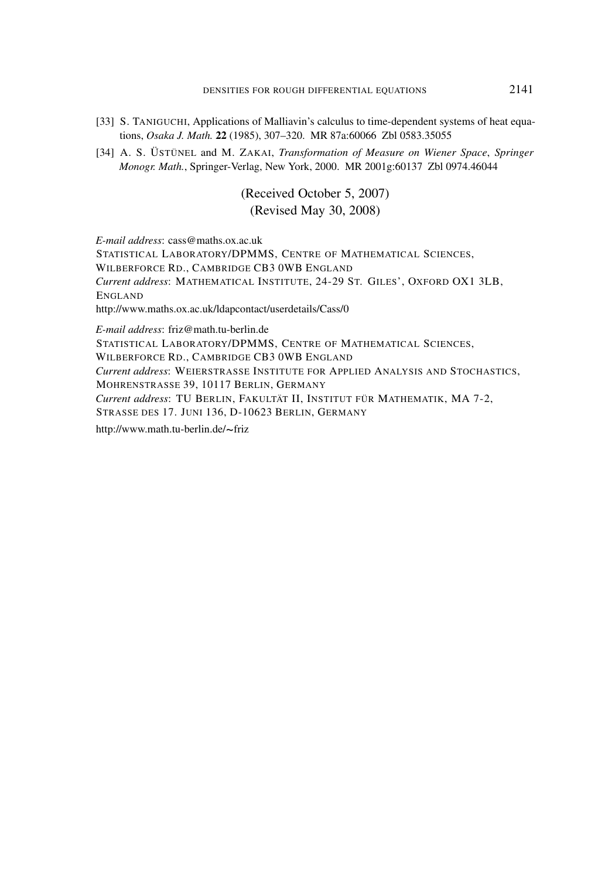[33] S. Taniguchi, Applications of Malliavin's calculus to time-dependent systems of heat equations, *Osaka J. Math.* **22** (1985), 307–320. MR 87a:60066 Zbl 0583.35055

[34] A. S. Üstünel and M. Zakai, *Transformation of Measure on Wiener Space*, *Springer Monogr. Math.*, Springer-Verlag, New York, 2000. MR 2001g:60137 Zbl 0974.46044

(Received October 5, 2007)
(Revised May 30, 2008)

*E-mail address*: cass@maths.ox.ac.uk
Statistical Laboratory/DPMMS, Centre of Mathematical Sciences, Wilberforce Rd., Cambridge CB3 0WB England
*Current address*: Mathematical Institute, 24-29 St. Giles', Oxford OX1 3LB, England
http://www.maths.ox.ac.uk/ldapcontact/userdetails/Cass/0

*E-mail address*: friz@math.tu-berlin.de
Statistical Laboratory/DPMMS, Centre of Mathematical Sciences, Wilberforce Rd., Cambridge CB3 0WB England
*Current address*: Weierstrasse Institute for Applied Analysis and Stochastics, Mohrenstrasse 39, 10117 Berlin, Germany
*Current address*: TU Berlin, Fakultät II, Institut für Mathematik, MA 7-2, Strasse des 17. Juni 136, D-10623 Berlin, Germany
http://www.math.tu-berlin.de/~friz